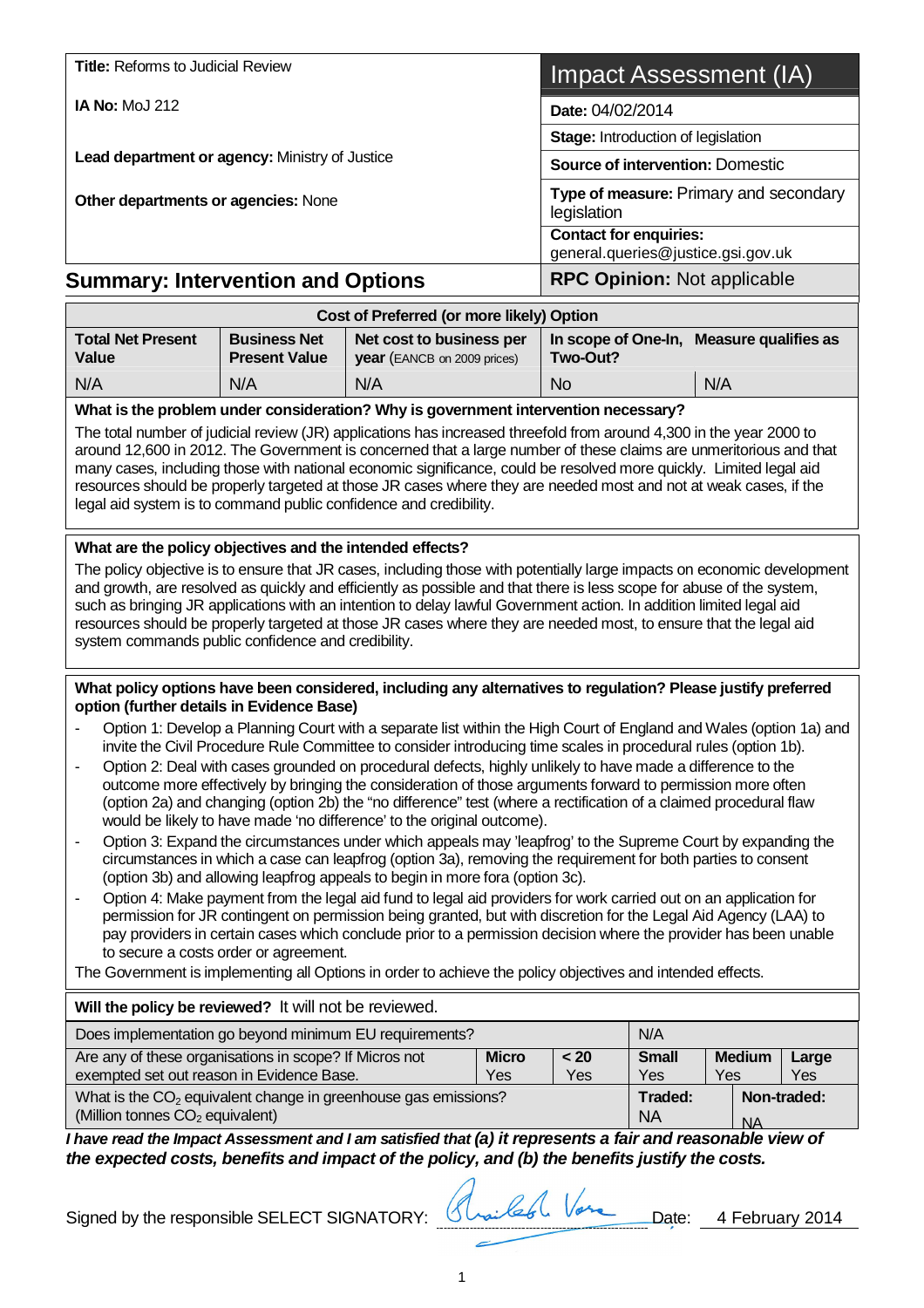| **Title:** Reforms to Judicial Review | **Impact Assessment (IA)** |
|---|---|
| **IA No:** MoJ 212 | **Date:** 04/02/2014 |
| **Lead department or agency:** Ministry of Justice | **Stage:** Introduction of legislation |
| | **Source of intervention:** Domestic |
| **Other departments or agencies:** None | **Type of measure:** Primary and secondary legislation |
| | **Contact for enquiries:** general.queries@justice.gsi.gov.uk |

## Summary: Intervention and Options

**RPC Opinion:** Not applicable

| Cost of Preferred (or more likely) Option | | | | |
|---|---|---|---|---|
| **Total Net Present Value** | **Business Net Present Value** | **Net cost to business per year** (EANCB on 2009 prices) | **In scope of One-In, Two-Out?** | **Measure qualifies as** |
| N/A | N/A | N/A | No | N/A |

**What is the problem under consideration? Why is government intervention necessary?**

The total number of judicial review (JR) applications has increased threefold from around 4,300 in the year 2000 to around 12,600 in 2012. The Government is concerned that a large number of these claims are unmeritorious and that many cases, including those with national economic significance, could be resolved more quickly. Limited legal aid resources should be properly targeted at those JR cases where they are needed most and not at weak cases, if the legal aid system is to command public confidence and credibility.

**What are the policy objectives and the intended effects?**

The policy objective is to ensure that JR cases, including those with potentially large impacts on economic development and growth, are resolved as quickly and efficiently as possible and that there is less scope for abuse of the system, such as bringing JR applications with an intention to delay lawful Government action. In addition limited legal aid resources should be properly targeted at those JR cases where they are needed most, to ensure that the legal aid system commands public confidence and credibility.

**What policy options have been considered, including any alternatives to regulation? Please justify preferred option (further details in Evidence Base)**

- Option 1: Develop a Planning Court with a separate list within the High Court of England and Wales (option 1a) and invite the Civil Procedure Rule Committee to consider introducing time scales in procedural rules (option 1b).
- Option 2: Deal with cases grounded on procedural defects, highly unlikely to have made a difference to the outcome more effectively by bringing the consideration of those arguments forward to permission more often (option 2a) and changing (option 2b) the "no difference" test (where a rectification of a claimed procedural flaw would be likely to have made 'no difference' to the original outcome).
- Option 3: Expand the circumstances under which appeals may 'leapfrog' to the Supreme Court by expanding the circumstances in which a case can leapfrog (option 3a), removing the requirement for both parties to consent (option 3b) and allowing leapfrog appeals to begin in more fora (option 3c).
- Option 4: Make payment from the legal aid fund to legal aid providers for work carried out on an application for permission for JR contingent on permission being granted, but with discretion for the Legal Aid Agency (LAA) to pay providers in certain cases which conclude prior to a permission decision where the provider has been unable to secure a costs order or agreement.

The Government is implementing all Options in order to achieve the policy objectives and intended effects.

| **Will the policy be reviewed?** It will not be reviewed. | | | | | |
|---|---|---|---|---|---|
| Does implementation go beyond minimum EU requirements? | | | N/A | | |
| Are any of these organisations in scope? If Micros not exempted set out reason in Evidence Base. | **Micro** Yes | **< 20** Yes | **Small** Yes | **Medium** Yes | **Large** Yes |
| What is the $CO_2$ equivalent change in greenhouse gas emissions? (Million tonnes $CO_2$ equivalent) | | | **Traded:** NA | **Non-traded:** NA | |

***I have read the Impact Assessment and I am satisfied that (a) it represents a fair and reasonable view of the expected costs, benefits and impact of the policy, and (b) the benefits justify the costs.***

Signed by the responsible SELECT SIGNATORY: Shailesh Vara Date: 4 February 2014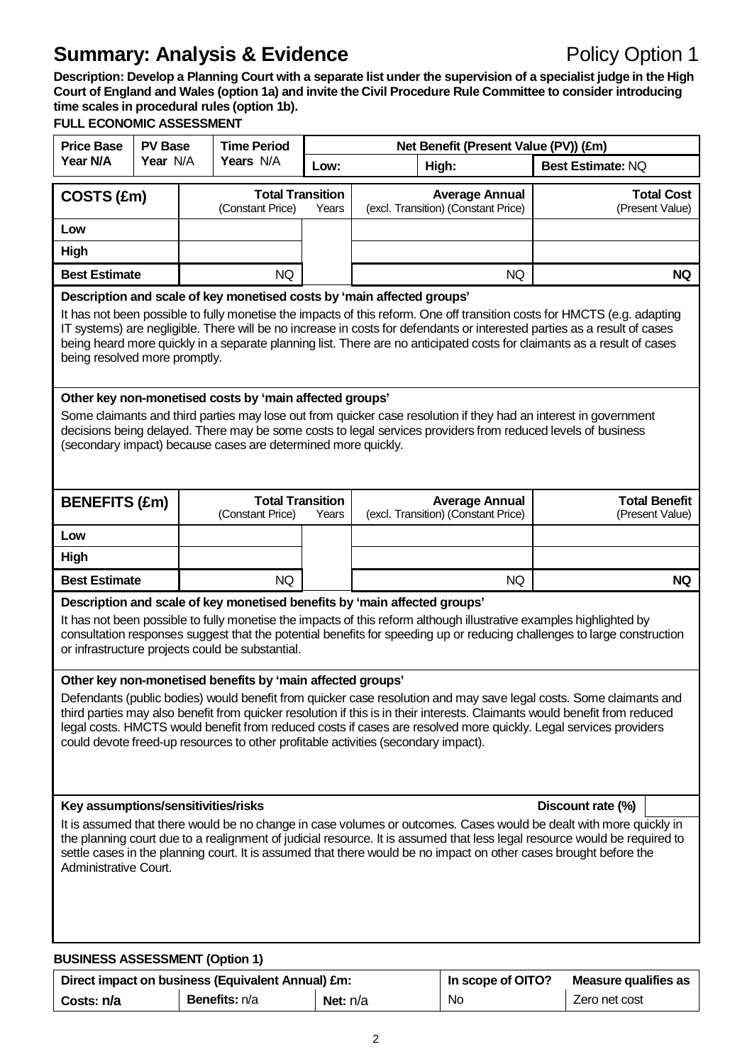# Summary: Analysis & Evidence

Policy Option 1

**Description: Develop a Planning Court with a separate list under the supervision of a specialist judge in the High Court of England and Wales (option 1a) and invite the Civil Procedure Rule Committee to consider introducing time scales in procedural rules (option 1b).**

**FULL ECONOMIC ASSESSMENT**

| Price Base Year N/A | PV Base Year N/A | Time Period Years N/A | Net Benefit (Present Value (PV)) (£m) | | |
|---|---|---|---|---|---|
| | | | Low: | High: | Best Estimate: NQ |

| COSTS (£m) | Total Transition (Constant Price) | Years | Average Annual (excl. Transition) (Constant Price) | Total Cost (Present Value) |
|---|---|---|---|---|
| Low | | | | |
| High | | | | |
| Best Estimate | NQ | | NQ | **NQ** |

**Description and scale of key monetised costs by 'main affected groups'**

It has not been possible to fully monetise the impacts of this reform. One off transition costs for HMCTS (e.g. adapting IT systems) are negligible. There will be no increase in costs for defendants or interested parties as a result of cases being heard more quickly in a separate planning list. There are no anticipated costs for claimants as a result of cases being resolved more promptly.

**Other key non-monetised costs by 'main affected groups'**

Some claimants and third parties may lose out from quicker case resolution if they had an interest in government decisions being delayed. There may be some costs to legal services providers from reduced levels of business (secondary impact) because cases are determined more quickly.

| BENEFITS (£m) | Total Transition (Constant Price) | Years | Average Annual (excl. Transition) (Constant Price) | Total Benefit (Present Value) |
|---|---|---|---|---|
| Low | | | | |
| High | | | | |
| Best Estimate | NQ | | NQ | **NQ** |

**Description and scale of key monetised benefits by 'main affected groups'**

It has not been possible to fully monetise the impacts of this reform although illustrative examples highlighted by consultation responses suggest that the potential benefits for speeding up or reducing challenges to large construction or infrastructure projects could be substantial.

**Other key non-monetised benefits by 'main affected groups'**

Defendants (public bodies) would benefit from quicker case resolution and may save legal costs. Some claimants and third parties may also benefit from quicker resolution if this is in their interests. Claimants would benefit from reduced legal costs. HMCTS would benefit from reduced costs if cases are resolved more quickly. Legal services providers could devote freed-up resources to other profitable activities (secondary impact).

**Key assumptions/sensitivities/risks** — **Discount rate (%)**

It is assumed that there would be no change in case volumes or outcomes. Cases would be dealt with more quickly in the planning court due to a realignment of judicial resource. It is assumed that less legal resource would be required to settle cases in the planning court. It is assumed that there would be no impact on other cases brought before the Administrative Court.

**BUSINESS ASSESSMENT (Option 1)**

| Direct impact on business (Equivalent Annual) £m: | | | In scope of OITO? | Measure qualifies as |
|---|---|---|---|---|
| Costs: n/a | Benefits: n/a | Net: n/a | No | Zero net cost |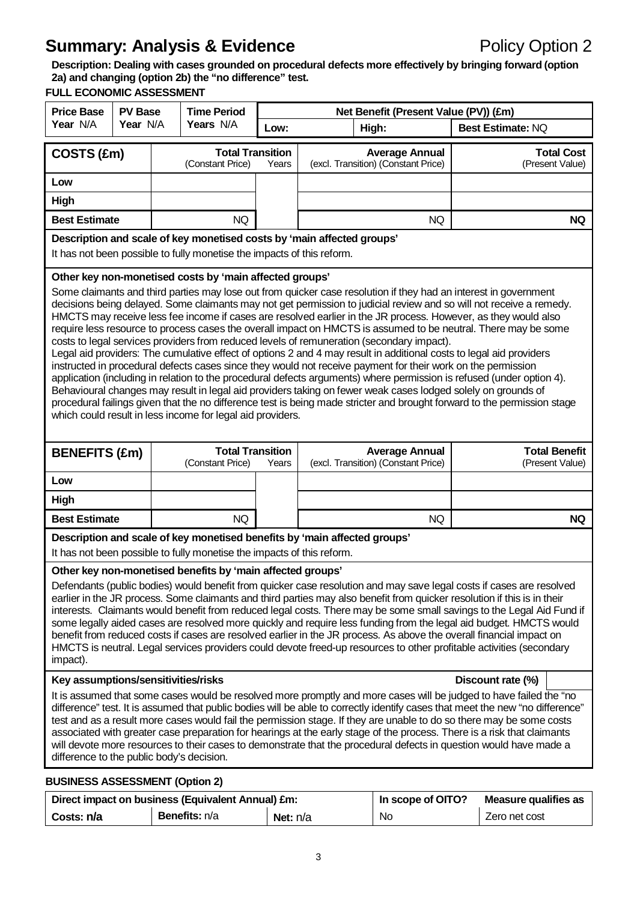# Summary: Analysis & Evidence

Policy Option 2

**Description: Dealing with cases grounded on procedural defects more effectively by bringing forward (option 2a) and changing (option 2b) the "no difference" test.**

**FULL ECONOMIC ASSESSMENT**

| Price Base Year N/A | PV Base Year N/A | Time Period Years N/A | Net Benefit (Present Value (PV)) (£m) | | |
|---|---|---|---|---|---|
| | | | Low: | High: | Best Estimate: NQ |

| COSTS (£m) | Total Transition (Constant Price) | Years | Average Annual (excl. Transition) (Constant Price) | Total Cost (Present Value) |
|---|---|---|---|---|
| Low | | | | |
| High | | | | |
| Best Estimate | NQ | | NQ | NQ |

**Description and scale of key monetised costs by 'main affected groups'**

It has not been possible to fully monetise the impacts of this reform.

**Other key non-monetised costs by 'main affected groups'**

Some claimants and third parties may lose out from quicker case resolution if they had an interest in government decisions being delayed. Some claimants may not get permission to judicial review and so will not receive a remedy. HMCTS may receive less fee income if cases are resolved earlier in the JR process. However, as they would also require less resource to process cases the overall impact on HMCTS is assumed to be neutral. There may be some costs to legal services providers from reduced levels of remuneration (secondary impact).

Legal aid providers: The cumulative effect of options 2 and 4 may result in additional costs to legal aid providers instructed in procedural defects cases since they would not receive payment for their work on the permission application (including in relation to the procedural defects arguments) where permission is refused (under option 4). Behavioural changes may result in legal aid providers taking on fewer weak cases lodged solely on grounds of procedural failings given that the no difference test is being made stricter and brought forward to the permission stage which could result in less income for legal aid providers.

| BENEFITS (£m) | Total Transition (Constant Price) | Years | Average Annual (excl. Transition) (Constant Price) | Total Benefit (Present Value) |
|---|---|---|---|---|
| Low | | | | |
| High | | | | |
| Best Estimate | NQ | | NQ | NQ |

**Description and scale of key monetised benefits by 'main affected groups'**

It has not been possible to fully monetise the impacts of this reform.

**Other key non-monetised benefits by 'main affected groups'**

Defendants (public bodies) would benefit from quicker case resolution and may save legal costs if cases are resolved earlier in the JR process. Some claimants and third parties may also benefit from quicker resolution if this is in their interests. Claimants would benefit from reduced legal costs. There may be some small savings to the Legal Aid Fund if some legally aided cases are resolved more quickly and require less funding from the legal aid budget. HMCTS would benefit from reduced costs if cases are resolved earlier in the JR process. As above the overall financial impact on HMCTS is neutral. Legal services providers could devote freed-up resources to other profitable activities (secondary impact).

**Key assumptions/sensitivities/risks** — **Discount rate (%)**

It is assumed that some cases would be resolved more promptly and more cases will be judged to have failed the "no difference" test. It is assumed that public bodies will be able to correctly identify cases that meet the new "no difference" test and as a result more cases would fail the permission stage. If they are unable to do so there may be some costs associated with greater case preparation for hearings at the early stage of the process. There is a risk that claimants will devote more resources to their cases to demonstrate that the procedural defects in question would have made a difference to the public body's decision.

**BUSINESS ASSESSMENT (Option 2)**

| Direct impact on business (Equivalent Annual) £m: | | | In scope of OITO? | Measure qualifies as |
|---|---|---|---|---|
| Costs: n/a | Benefits: n/a | Net: n/a | No | Zero net cost |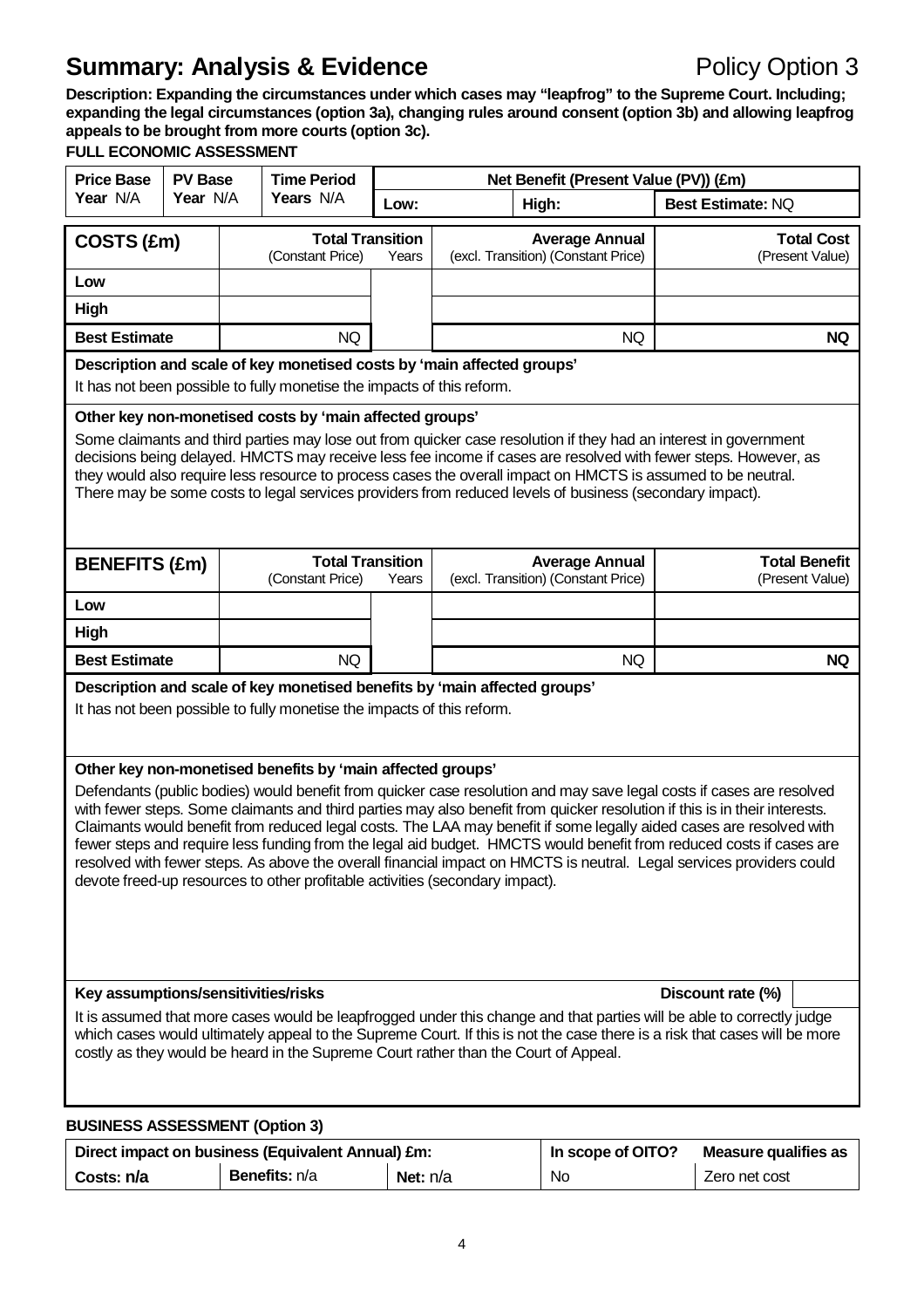# Summary: Analysis & Evidence

Policy Option 3

**Description: Expanding the circumstances under which cases may "leapfrog" to the Supreme Court. Including; expanding the legal circumstances (option 3a), changing rules around consent (option 3b) and allowing leapfrog appeals to be brought from more courts (option 3c).**

**FULL ECONOMIC ASSESSMENT**

| Price Base Year N/A | PV Base Year N/A | Time Period Years N/A | Net Benefit (Present Value (PV)) (£m) | | |
|---|---|---|---|---|---|
| | | | Low: | High: | Best Estimate: NQ |

| COSTS (£m) | Total Transition (Constant Price) | Years | Average Annual (excl. Transition) (Constant Price) | Total Cost (Present Value) |
|---|---|---|---|---|
| Low | | | | |
| High | | | | |
| Best Estimate | NQ | | NQ | **NQ** |

**Description and scale of key monetised costs by 'main affected groups'**

It has not been possible to fully monetise the impacts of this reform.

**Other key non-monetised costs by 'main affected groups'**

Some claimants and third parties may lose out from quicker case resolution if they had an interest in government decisions being delayed. HMCTS may receive less fee income if cases are resolved with fewer steps. However, as they would also require less resource to process cases the overall impact on HMCTS is assumed to be neutral. There may be some costs to legal services providers from reduced levels of business (secondary impact).

| BENEFITS (£m) | Total Transition (Constant Price) | Years | Average Annual (excl. Transition) (Constant Price) | Total Benefit (Present Value) |
|---|---|---|---|---|
| Low | | | | |
| High | | | | |
| Best Estimate | NQ | | NQ | **NQ** |

**Description and scale of key monetised benefits by 'main affected groups'**

It has not been possible to fully monetise the impacts of this reform.

**Other key non-monetised benefits by 'main affected groups'**

Defendants (public bodies) would benefit from quicker case resolution and may save legal costs if cases are resolved with fewer steps. Some claimants and third parties may also benefit from quicker resolution if this is in their interests. Claimants would benefit from reduced legal costs. The LAA may benefit if some legally aided cases are resolved with fewer steps and require less funding from the legal aid budget. HMCTS would benefit from reduced costs if cases are resolved with fewer steps. As above the overall financial impact on HMCTS is neutral. Legal services providers could devote freed-up resources to other profitable activities (secondary impact).

**Key assumptions/sensitivities/risks** | **Discount rate (%)** |

It is assumed that more cases would be leapfrogged under this change and that parties will be able to correctly judge which cases would ultimately appeal to the Supreme Court. If this is not the case there is a risk that cases will be more costly as they would be heard in the Supreme Court rather than the Court of Appeal.

**BUSINESS ASSESSMENT (Option 3)**

| Direct impact on business (Equivalent Annual) £m: | | | In scope of OITO? | Measure qualifies as |
|---|---|---|---|---|
| Costs: n/a | Benefits: n/a | Net: n/a | No | Zero net cost |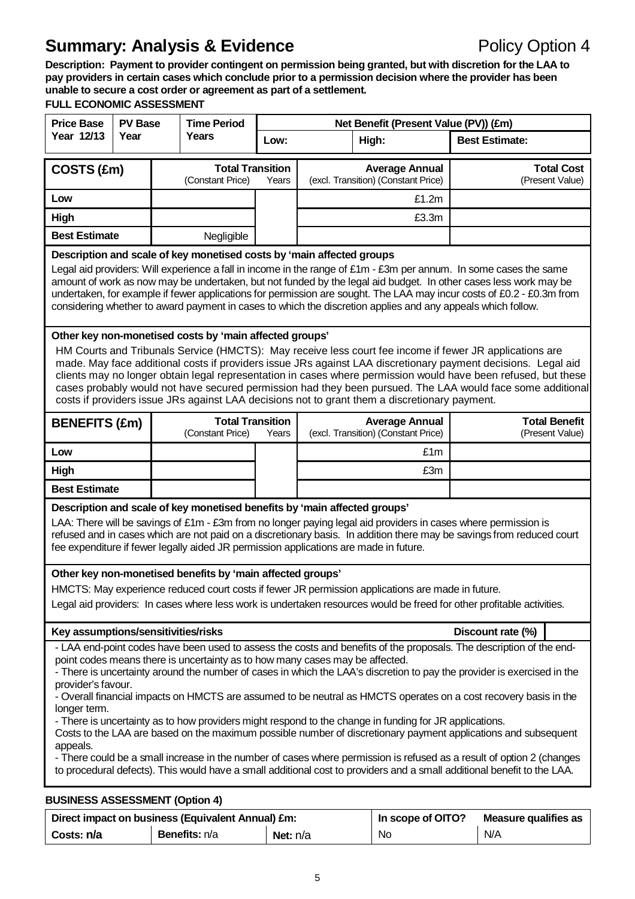# Summary: Analysis & Evidence

Policy Option 4

**Description: Payment to provider contingent on permission being granted, but with discretion for the LAA to pay providers in certain cases which conclude prior to a permission decision where the provider has been unable to secure a cost order or agreement as part of a settlement.**

**FULL ECONOMIC ASSESSMENT**

| Price Base Year 12/13 | PV Base Year | Time Period Years | Net Benefit (Present Value (PV)) (£m) | | |
|---|---|---|---|---|---|
| | | | Low: | High: | Best Estimate: |

| COSTS (£m) | Total Transition (Constant Price) | Years | Average Annual (excl. Transition) (Constant Price) | Total Cost (Present Value) |
|---|---|---|---|---|
| Low | | | £1.2m | |
| High | | | £3.3m | |
| Best Estimate | Negligible | | | |

**Description and scale of key monetised costs by 'main affected groups**

Legal aid providers: Will experience a fall in income in the range of £1m - £3m per annum. In some cases the same amount of work as now may be undertaken, but not funded by the legal aid budget. In other cases less work may be undertaken, for example if fewer applications for permission are sought. The LAA may incur costs of £0.2 - £0.3m from considering whether to award payment in cases to which the discretion applies and any appeals which follow.

**Other key non-monetised costs by 'main affected groups'**

HM Courts and Tribunals Service (HMCTS): May receive less court fee income if fewer JR applications are made. May face additional costs if providers issue JRs against LAA discretionary payment decisions. Legal aid clients may no longer obtain legal representation in cases where permission would have been refused, but these cases probably would not have secured permission had they been pursued. The LAA would face some additional costs if providers issue JRs against LAA decisions not to grant them a discretionary payment.

| BENEFITS (£m) | Total Transition (Constant Price) | Years | Average Annual (excl. Transition) (Constant Price) | Total Benefit (Present Value) |
|---|---|---|---|---|
| Low | | | £1m | |
| High | | | £3m | |
| Best Estimate | | | | |

**Description and scale of key monetised benefits by 'main affected groups'**

LAA: There will be savings of £1m - £3m from no longer paying legal aid providers in cases where permission is refused and in cases which are not paid on a discretionary basis. In addition there may be savings from reduced court fee expenditure if fewer legally aided JR permission applications are made in future.

**Other key non-monetised benefits by 'main affected groups'**

HMCTS: May experience reduced court costs if fewer JR permission applications are made in future.

Legal aid providers: In cases where less work is undertaken resources would be freed for other profitable activities.

**Key assumptions/sensitivities/risks** — **Discount rate (%)**

- LAA end-point codes have been used to assess the costs and benefits of the proposals. The description of the end-point codes means there is uncertainty as to how many cases may be affected.
- There is uncertainty around the number of cases in which the LAA's discretion to pay the provider is exercised in the provider's favour.
- Overall financial impacts on HMCTS are assumed to be neutral as HMCTS operates on a cost recovery basis in the longer term.
- There is uncertainty as to how providers might respond to the change in funding for JR applications.

Costs to the LAA are based on the maximum possible number of discretionary payment applications and subsequent appeals.

- There could be a small increase in the number of cases where permission is refused as a result of option 2 (changes to procedural defects). This would have a small additional cost to providers and a small additional benefit to the LAA.

**BUSINESS ASSESSMENT (Option 4)**

| Direct impact on business (Equivalent Annual) £m: | | | In scope of OITO? | Measure qualifies as |
|---|---|---|---|---|
| Costs: n/a | Benefits: n/a | Net: n/a | No | N/A |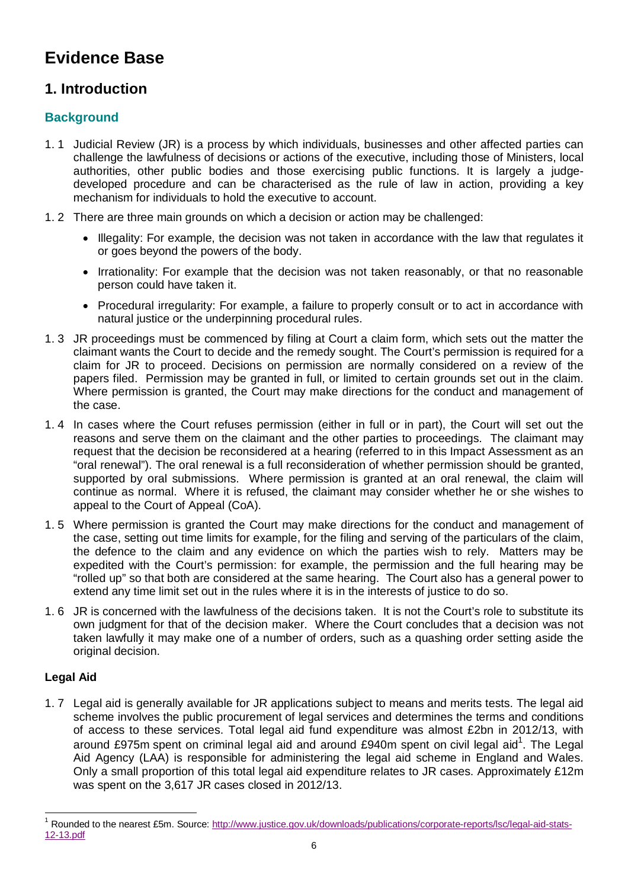# Evidence Base

## 1. Introduction

### Background

1.1 Judicial Review (JR) is a process by which individuals, businesses and other affected parties can challenge the lawfulness of decisions or actions of the executive, including those of Ministers, local authorities, other public bodies and those exercising public functions. It is largely a judge-developed procedure and can be characterised as the rule of law in action, providing a key mechanism for individuals to hold the executive to account.

1.2 There are three main grounds on which a decision or action may be challenged:

- Illegality: For example, the decision was not taken in accordance with the law that regulates it or goes beyond the powers of the body.
- Irrationality: For example that the decision was not taken reasonably, or that no reasonable person could have taken it.
- Procedural irregularity: For example, a failure to properly consult or to act in accordance with natural justice or the underpinning procedural rules.

1.3 JR proceedings must be commenced by filing at Court a claim form, which sets out the matter the claimant wants the Court to decide and the remedy sought. The Court's permission is required for a claim for JR to proceed. Decisions on permission are normally considered on a review of the papers filed. Permission may be granted in full, or limited to certain grounds set out in the claim. Where permission is granted, the Court may make directions for the conduct and management of the case.

1.4 In cases where the Court refuses permission (either in full or in part), the Court will set out the reasons and serve them on the claimant and the other parties to proceedings. The claimant may request that the decision be reconsidered at a hearing (referred to in this Impact Assessment as an "oral renewal"). The oral renewal is a full reconsideration of whether permission should be granted, supported by oral submissions. Where permission is granted at an oral renewal, the claim will continue as normal. Where it is refused, the claimant may consider whether he or she wishes to appeal to the Court of Appeal (CoA).

1.5 Where permission is granted the Court may make directions for the conduct and management of the case, setting out time limits for example, for the filing and serving of the particulars of the claim, the defence to the claim and any evidence on which the parties wish to rely. Matters may be expedited with the Court's permission: for example, the permission and the full hearing may be "rolled up" so that both are considered at the same hearing. The Court also has a general power to extend any time limit set out in the rules where it is in the interests of justice to do so.

1.6 JR is concerned with the lawfulness of the decisions taken. It is not the Court's role to substitute its own judgment for that of the decision maker. Where the Court concludes that a decision was not taken lawfully it may make one of a number of orders, such as a quashing order setting aside the original decision.

#### Legal Aid

1.7 Legal aid is generally available for JR applications subject to means and merits tests. The legal aid scheme involves the public procurement of legal services and determines the terms and conditions of access to these services. Total legal aid fund expenditure was almost £2bn in 2012/13, with around £975m spent on criminal legal aid and around £940m spent on civil legal aid[1]. The Legal Aid Agency (LAA) is responsible for administering the legal aid scheme in England and Wales. Only a small proportion of this total legal aid expenditure relates to JR cases. Approximately £12m was spent on the 3,617 JR cases closed in 2012/13.

[1] Rounded to the nearest £5m. Source: http://www.justice.gov.uk/downloads/publications/corporate-reports/lsc/legal-aid-stats-12-13.pdf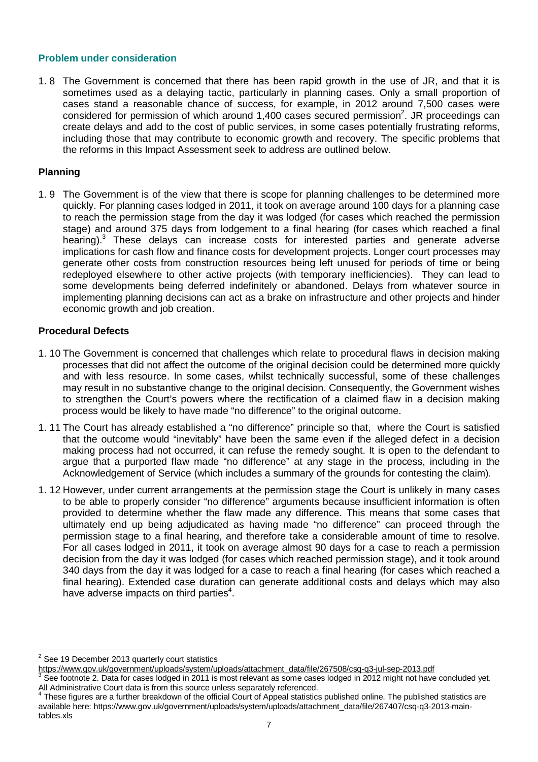### Problem under consideration

1. 8 The Government is concerned that there has been rapid growth in the use of JR, and that it is sometimes used as a delaying tactic, particularly in planning cases. Only a small proportion of cases stand a reasonable chance of success, for example, in 2012 around 7,500 cases were considered for permission of which around 1,400 cases secured permission[2]. JR proceedings can create delays and add to the cost of public services, in some cases potentially frustrating reforms, including those that may contribute to economic growth and recovery. The specific problems that the reforms in this Impact Assessment seek to address are outlined below.

**Planning**

1. 9 The Government is of the view that there is scope for planning challenges to be determined more quickly. For planning cases lodged in 2011, it took on average around 100 days for a planning case to reach the permission stage from the day it was lodged (for cases which reached the permission stage) and around 375 days from lodgement to a final hearing (for cases which reached a final hearing).[3] These delays can increase costs for interested parties and generate adverse implications for cash flow and finance costs for development projects. Longer court processes may generate other costs from construction resources being left unused for periods of time or being redeployed elsewhere to other active projects (with temporary inefficiencies). They can lead to some developments being deferred indefinitely or abandoned. Delays from whatever source in implementing planning decisions can act as a brake on infrastructure and other projects and hinder economic growth and job creation.

**Procedural Defects**

1. 10 The Government is concerned that challenges which relate to procedural flaws in decision making processes that did not affect the outcome of the original decision could be determined more quickly and with less resource. In some cases, whilst technically successful, some of these challenges may result in no substantive change to the original decision. Consequently, the Government wishes to strengthen the Court's powers where the rectification of a claimed flaw in a decision making process would be likely to have made "no difference" to the original outcome.

1. 11 The Court has already established a "no difference" principle so that, where the Court is satisfied that the outcome would "inevitably" have been the same even if the alleged defect in a decision making process had not occurred, it can refuse the remedy sought. It is open to the defendant to argue that a purported flaw made "no difference" at any stage in the process, including in the Acknowledgement of Service (which includes a summary of the grounds for contesting the claim).

1. 12 However, under current arrangements at the permission stage the Court is unlikely in many cases to be able to properly consider "no difference" arguments because insufficient information is often provided to determine whether the flaw made any difference. This means that some cases that ultimately end up being adjudicated as having made "no difference" can proceed through the permission stage to a final hearing, and therefore take a considerable amount of time to resolve. For all cases lodged in 2011, it took on average almost 90 days for a case to reach a permission decision from the day it was lodged (for cases which reached permission stage), and it took around 340 days from the day it was lodged for a case to reach a final hearing (for cases which reached a final hearing). Extended case duration can generate additional costs and delays which may also have adverse impacts on third parties[4].

---

[2] See 19 December 2013 quarterly court statistics https://www.gov.uk/government/uploads/system/uploads/attachment_data/file/267508/csq-q3-jul-sep-2013.pdf

[3] See footnote 2. Data for cases lodged in 2011 is most relevant as some cases lodged in 2012 might not have concluded yet. All Administrative Court data is from this source unless separately referenced.

[4] These figures are a further breakdown of the official Court of Appeal statistics published online. The published statistics are available here: https://www.gov.uk/government/uploads/system/uploads/attachment_data/file/267407/csq-q3-2013-main-tables.xls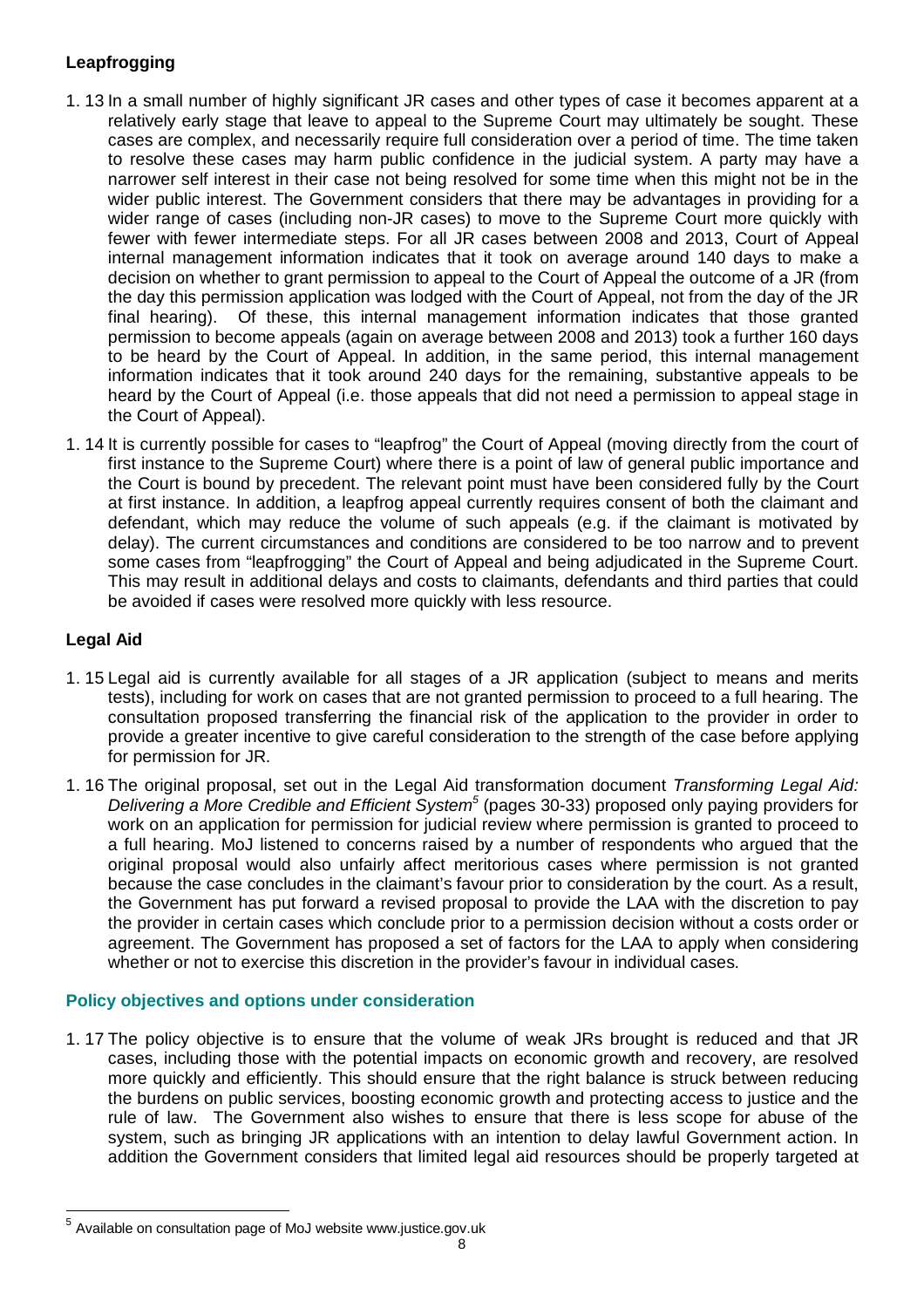### Leapfrogging

1. 13 In a small number of highly significant JR cases and other types of case it becomes apparent at a relatively early stage that leave to appeal to the Supreme Court may ultimately be sought. These cases are complex, and necessarily require full consideration over a period of time. The time taken to resolve these cases may harm public confidence in the judicial system. A party may have a narrower self interest in their case not being resolved for some time when this might not be in the wider public interest. The Government considers that there may be advantages in providing for a wider range of cases (including non-JR cases) to move to the Supreme Court more quickly with fewer with fewer intermediate steps. For all JR cases between 2008 and 2013, Court of Appeal internal management information indicates that it took on average around 140 days to make a decision on whether to grant permission to appeal to the Court of Appeal the outcome of a JR (from the day this permission application was lodged with the Court of Appeal, not from the day of the JR final hearing). Of these, this internal management information indicates that those granted permission to become appeals (again on average between 2008 and 2013) took a further 160 days to be heard by the Court of Appeal. In addition, in the same period, this internal management information indicates that it took around 240 days for the remaining, substantive appeals to be heard by the Court of Appeal (i.e. those appeals that did not need a permission to appeal stage in the Court of Appeal).

1. 14 It is currently possible for cases to "leapfrog" the Court of Appeal (moving directly from the court of first instance to the Supreme Court) where there is a point of law of general public importance and the Court is bound by precedent. The relevant point must have been considered fully by the Court at first instance. In addition, a leapfrog appeal currently requires consent of both the claimant and defendant, which may reduce the volume of such appeals (e.g. if the claimant is motivated by delay). The current circumstances and conditions are considered to be too narrow and to prevent some cases from "leapfrogging" the Court of Appeal and being adjudicated in the Supreme Court. This may result in additional delays and costs to claimants, defendants and third parties that could be avoided if cases were resolved more quickly with less resource.

### Legal Aid

1. 15 Legal aid is currently available for all stages of a JR application (subject to means and merits tests), including for work on cases that are not granted permission to proceed to a full hearing. The consultation proposed transferring the financial risk of the application to the provider in order to provide a greater incentive to give careful consideration to the strength of the case before applying for permission for JR.

1. 16 The original proposal, set out in the Legal Aid transformation document *Transforming Legal Aid: Delivering a More Credible and Efficient System*[5] (pages 30-33) proposed only paying providers for work on an application for permission for judicial review where permission is granted to proceed to a full hearing. MoJ listened to concerns raised by a number of respondents who argued that the original proposal would also unfairly affect meritorious cases where permission is not granted because the case concludes in the claimant's favour prior to consideration by the court. As a result, the Government has put forward a revised proposal to provide the LAA with the discretion to pay the provider in certain cases which conclude prior to a permission decision without a costs order or agreement. The Government has proposed a set of factors for the LAA to apply when considering whether or not to exercise this discretion in the provider's favour in individual cases.

### Policy objectives and options under consideration

1. 17 The policy objective is to ensure that the volume of weak JRs brought is reduced and that JR cases, including those with the potential impacts on economic growth and recovery, are resolved more quickly and efficiently. This should ensure that the right balance is struck between reducing the burdens on public services, boosting economic growth and protecting access to justice and the rule of law. The Government also wishes to ensure that there is less scope for abuse of the system, such as bringing JR applications with an intention to delay lawful Government action. In addition the Government considers that limited legal aid resources should be properly targeted at

[5] Available on consultation page of MoJ website www.justice.gov.uk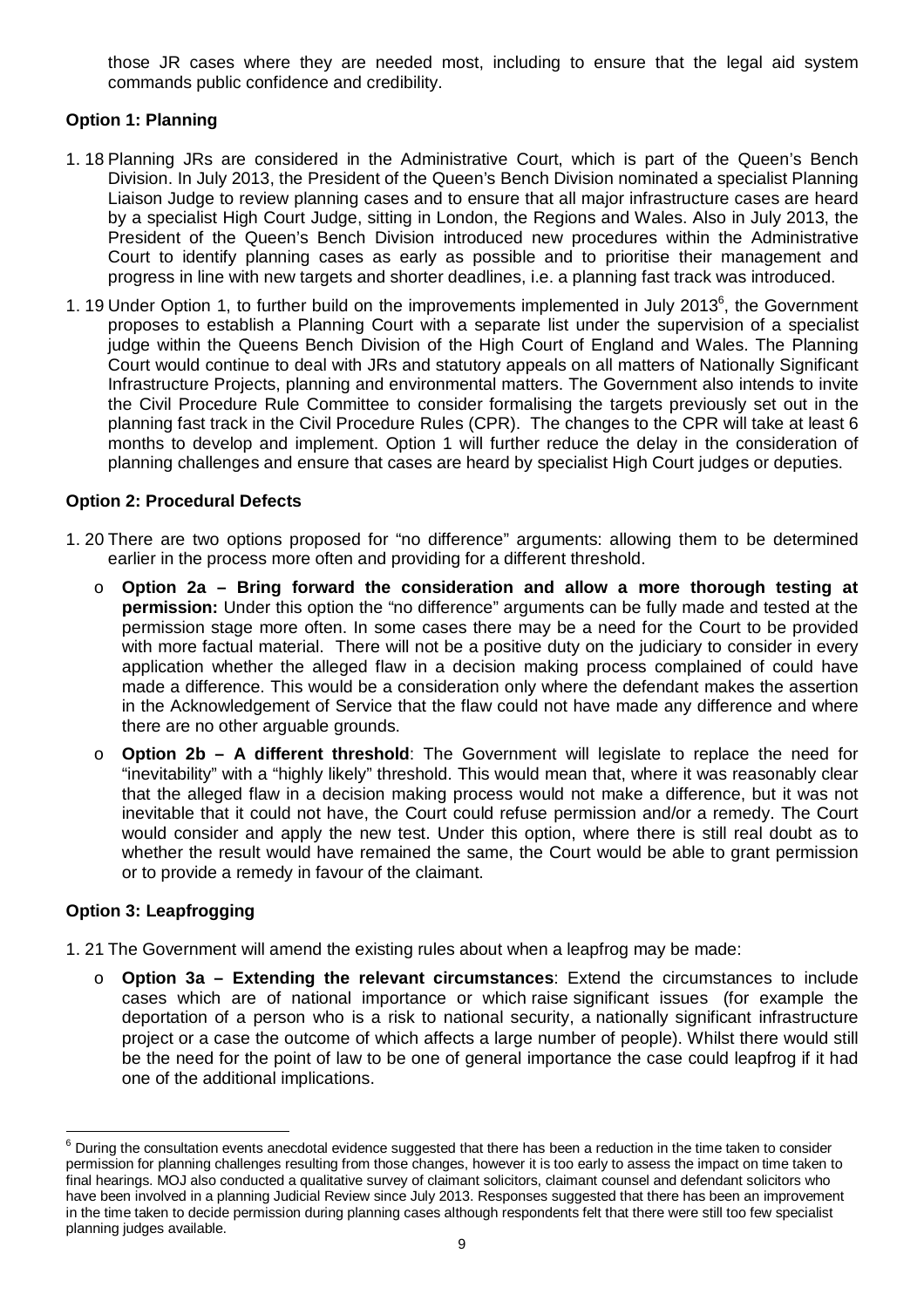those JR cases where they are needed most, including to ensure that the legal aid system commands public confidence and credibility.

**Option 1: Planning**

1. 18 Planning JRs are considered in the Administrative Court, which is part of the Queen's Bench Division. In July 2013, the President of the Queen's Bench Division nominated a specialist Planning Liaison Judge to review planning cases and to ensure that all major infrastructure cases are heard by a specialist High Court Judge, sitting in London, the Regions and Wales. Also in July 2013, the President of the Queen's Bench Division introduced new procedures within the Administrative Court to identify planning cases as early as possible and to prioritise their management and progress in line with new targets and shorter deadlines, i.e. a planning fast track was introduced.

1. 19 Under Option 1, to further build on the improvements implemented in July 2013[6], the Government proposes to establish a Planning Court with a separate list under the supervision of a specialist judge within the Queens Bench Division of the High Court of England and Wales. The Planning Court would continue to deal with JRs and statutory appeals on all matters of Nationally Significant Infrastructure Projects, planning and environmental matters. The Government also intends to invite the Civil Procedure Rule Committee to consider formalising the targets previously set out in the planning fast track in the Civil Procedure Rules (CPR). The changes to the CPR will take at least 6 months to develop and implement. Option 1 will further reduce the delay in the consideration of planning challenges and ensure that cases are heard by specialist High Court judges or deputies.

**Option 2: Procedural Defects**

1. 20 There are two options proposed for "no difference" arguments: allowing them to be determined earlier in the process more often and providing for a different threshold.

- **Option 2a – Bring forward the consideration and allow a more thorough testing at permission:** Under this option the "no difference" arguments can be fully made and tested at the permission stage more often. In some cases there may be a need for the Court to be provided with more factual material. There will not be a positive duty on the judiciary to consider in every application whether the alleged flaw in a decision making process complained of could have made a difference. This would be a consideration only where the defendant makes the assertion in the Acknowledgement of Service that the flaw could not have made any difference and where there are no other arguable grounds.
- **Option 2b – A different threshold**: The Government will legislate to replace the need for "inevitability" with a "highly likely" threshold. This would mean that, where it was reasonably clear that the alleged flaw in a decision making process would not make a difference, but it was not inevitable that it could not have, the Court could refuse permission and/or a remedy. The Court would consider and apply the new test. Under this option, where there is still real doubt as to whether the result would have remained the same, the Court would be able to grant permission or to provide a remedy in favour of the claimant.

**Option 3: Leapfrogging**

1. 21 The Government will amend the existing rules about when a leapfrog may be made:

- **Option 3a – Extending the relevant circumstances**: Extend the circumstances to include cases which are of national importance or which raise significant issues (for example the deportation of a person who is a risk to national security, a nationally significant infrastructure project or a case the outcome of which affects a large number of people). Whilst there would still be the need for the point of law to be one of general importance the case could leapfrog if it had one of the additional implications.

---

[6] During the consultation events anecdotal evidence suggested that there has been a reduction in the time taken to consider permission for planning challenges resulting from those changes, however it is too early to assess the impact on time taken to final hearings. MOJ also conducted a qualitative survey of claimant solicitors, claimant counsel and defendant solicitors who have been involved in a planning Judicial Review since July 2013. Responses suggested that there has been an improvement in the time taken to decide permission during planning cases although respondents felt that there were still too few specialist planning judges available.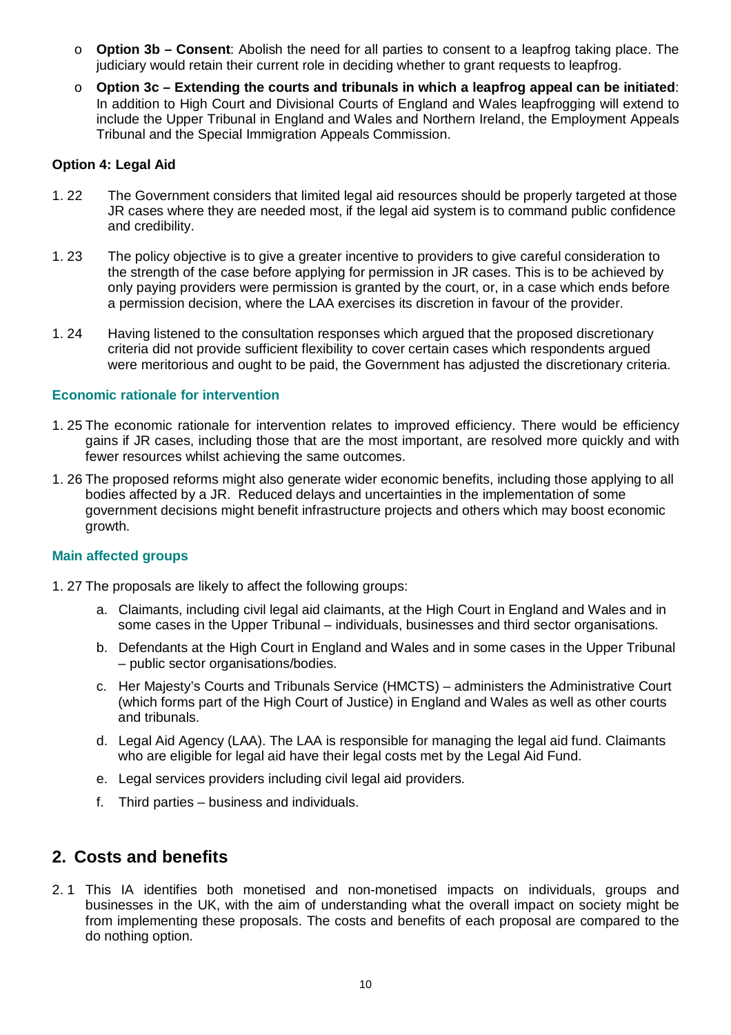- **Option 3b – Consent**: Abolish the need for all parties to consent to a leapfrog taking place. The judiciary would retain their current role in deciding whether to grant requests to leapfrog.
- **Option 3c – Extending the courts and tribunals in which a leapfrog appeal can be initiated**: In addition to High Court and Divisional Courts of England and Wales leapfrogging will extend to include the Upper Tribunal in England and Wales and Northern Ireland, the Employment Appeals Tribunal and the Special Immigration Appeals Commission.

**Option 4: Legal Aid**

1. 22 The Government considers that limited legal aid resources should be properly targeted at those JR cases where they are needed most, if the legal aid system is to command public confidence and credibility.

1. 23 The policy objective is to give a greater incentive to providers to give careful consideration to the strength of the case before applying for permission in JR cases. This is to be achieved by only paying providers were permission is granted by the court, or, in a case which ends before a permission decision, where the LAA exercises its discretion in favour of the provider.

1. 24 Having listened to the consultation responses which argued that the proposed discretionary criteria did not provide sufficient flexibility to cover certain cases which respondents argued were meritorious and ought to be paid, the Government has adjusted the discretionary criteria.

### Economic rationale for intervention

1. 25 The economic rationale for intervention relates to improved efficiency. There would be efficiency gains if JR cases, including those that are the most important, are resolved more quickly and with fewer resources whilst achieving the same outcomes.

1. 26 The proposed reforms might also generate wider economic benefits, including those applying to all bodies affected by a JR. Reduced delays and uncertainties in the implementation of some government decisions might benefit infrastructure projects and others which may boost economic growth.

### Main affected groups

1. 27 The proposals are likely to affect the following groups:

a. Claimants, including civil legal aid claimants, at the High Court in England and Wales and in some cases in the Upper Tribunal – individuals, businesses and third sector organisations.

b. Defendants at the High Court in England and Wales and in some cases in the Upper Tribunal – public sector organisations/bodies.

c. Her Majesty's Courts and Tribunals Service (HMCTS) – administers the Administrative Court (which forms part of the High Court of Justice) in England and Wales as well as other courts and tribunals.

d. Legal Aid Agency (LAA). The LAA is responsible for managing the legal aid fund. Claimants who are eligible for legal aid have their legal costs met by the Legal Aid Fund.

e. Legal services providers including civil legal aid providers.

f. Third parties – business and individuals.

## 2. Costs and benefits

2. 1 This IA identifies both monetised and non-monetised impacts on individuals, groups and businesses in the UK, with the aim of understanding what the overall impact on society might be from implementing these proposals. The costs and benefits of each proposal are compared to the do nothing option.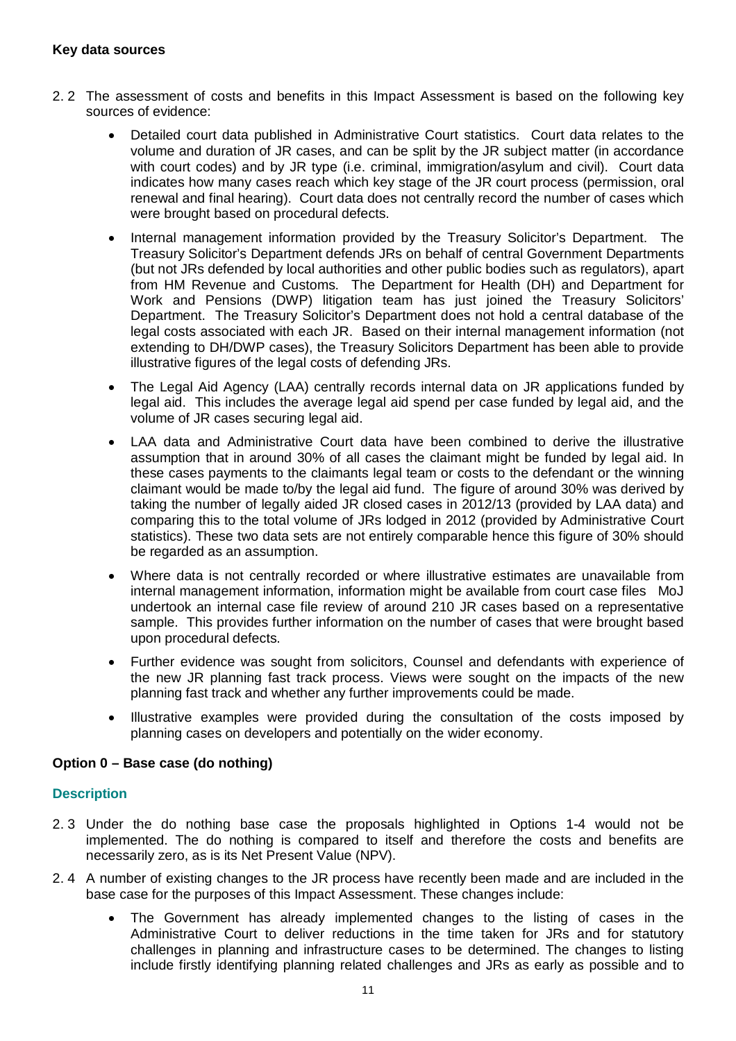**Key data sources**

2.2 The assessment of costs and benefits in this Impact Assessment is based on the following key sources of evidence:

- Detailed court data published in Administrative Court statistics. Court data relates to the volume and duration of JR cases, and can be split by the JR subject matter (in accordance with court codes) and by JR type (i.e. criminal, immigration/asylum and civil). Court data indicates how many cases reach which key stage of the JR court process (permission, oral renewal and final hearing). Court data does not centrally record the number of cases which were brought based on procedural defects.
- Internal management information provided by the Treasury Solicitor's Department. The Treasury Solicitor's Department defends JRs on behalf of central Government Departments (but not JRs defended by local authorities and other public bodies such as regulators), apart from HM Revenue and Customs. The Department for Health (DH) and Department for Work and Pensions (DWP) litigation team has just joined the Treasury Solicitors' Department. The Treasury Solicitor's Department does not hold a central database of the legal costs associated with each JR. Based on their internal management information (not extending to DH/DWP cases), the Treasury Solicitors Department has been able to provide illustrative figures of the legal costs of defending JRs.
- The Legal Aid Agency (LAA) centrally records internal data on JR applications funded by legal aid. This includes the average legal aid spend per case funded by legal aid, and the volume of JR cases securing legal aid.
- LAA data and Administrative Court data have been combined to derive the illustrative assumption that in around 30% of all cases the claimant might be funded by legal aid. In these cases payments to the claimants legal team or costs to the defendant or the winning claimant would be made to/by the legal aid fund. The figure of around 30% was derived by taking the number of legally aided JR closed cases in 2012/13 (provided by LAA data) and comparing this to the total volume of JRs lodged in 2012 (provided by Administrative Court statistics). These two data sets are not entirely comparable hence this figure of 30% should be regarded as an assumption.
- Where data is not centrally recorded or where illustrative estimates are unavailable from internal management information, information might be available from court case files MoJ undertook an internal case file review of around 210 JR cases based on a representative sample. This provides further information on the number of cases that were brought based upon procedural defects.
- Further evidence was sought from solicitors, Counsel and defendants with experience of the new JR planning fast track process. Views were sought on the impacts of the new planning fast track and whether any further improvements could be made.
- Illustrative examples were provided during the consultation of the costs imposed by planning cases on developers and potentially on the wider economy.

**Option 0 – Base case (do nothing)**

**Description**

2.3 Under the do nothing base case the proposals highlighted in Options 1-4 would not be implemented. The do nothing is compared to itself and therefore the costs and benefits are necessarily zero, as is its Net Present Value (NPV).

2.4 A number of existing changes to the JR process have recently been made and are included in the base case for the purposes of this Impact Assessment. These changes include:

- The Government has already implemented changes to the listing of cases in the Administrative Court to deliver reductions in the time taken for JRs and for statutory challenges in planning and infrastructure cases to be determined. The changes to listing include firstly identifying planning related challenges and JRs as early as possible and to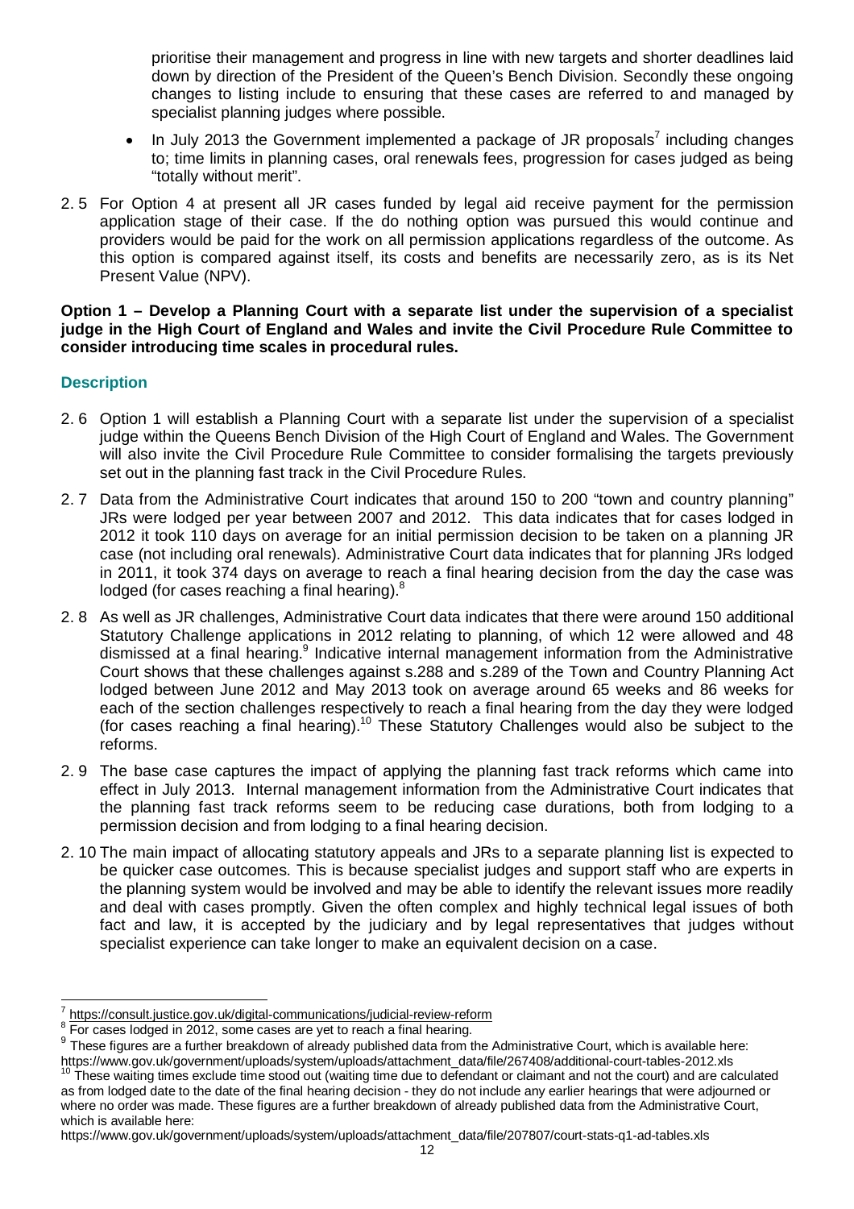prioritise their management and progress in line with new targets and shorter deadlines laid down by direction of the President of the Queen's Bench Division. Secondly these ongoing changes to listing include to ensuring that these cases are referred to and managed by specialist planning judges where possible.

- In July 2013 the Government implemented a package of JR proposals[7] including changes to; time limits in planning cases, oral renewals fees, progression for cases judged as being "totally without merit".

2. 5 For Option 4 at present all JR cases funded by legal aid receive payment for the permission application stage of their case. If the do nothing option was pursued this would continue and providers would be paid for the work on all permission applications regardless of the outcome. As this option is compared against itself, its costs and benefits are necessarily zero, as is its Net Present Value (NPV).

**Option 1 – Develop a Planning Court with a separate list under the supervision of a specialist judge in the High Court of England and Wales and invite the Civil Procedure Rule Committee to consider introducing time scales in procedural rules.**

### Description

2. 6 Option 1 will establish a Planning Court with a separate list under the supervision of a specialist judge within the Queens Bench Division of the High Court of England and Wales. The Government will also invite the Civil Procedure Rule Committee to consider formalising the targets previously set out in the planning fast track in the Civil Procedure Rules.

2. 7 Data from the Administrative Court indicates that around 150 to 200 "town and country planning" JRs were lodged per year between 2007 and 2012. This data indicates that for cases lodged in 2012 it took 110 days on average for an initial permission decision to be taken on a planning JR case (not including oral renewals). Administrative Court data indicates that for planning JRs lodged in 2011, it took 374 days on average to reach a final hearing decision from the day the case was lodged (for cases reaching a final hearing).[8]

2. 8 As well as JR challenges, Administrative Court data indicates that there were around 150 additional Statutory Challenge applications in 2012 relating to planning, of which 12 were allowed and 48 dismissed at a final hearing.[9] Indicative internal management information from the Administrative Court shows that these challenges against s.288 and s.289 of the Town and Country Planning Act lodged between June 2012 and May 2013 took on average around 65 weeks and 86 weeks for each of the section challenges respectively to reach a final hearing from the day they were lodged (for cases reaching a final hearing).[10] These Statutory Challenges would also be subject to the reforms.

2. 9 The base case captures the impact of applying the planning fast track reforms which came into effect in July 2013. Internal management information from the Administrative Court indicates that the planning fast track reforms seem to be reducing case durations, both from lodging to a permission decision and from lodging to a final hearing decision.

2. 10 The main impact of allocating statutory appeals and JRs to a separate planning list is expected to be quicker case outcomes. This is because specialist judges and support staff who are experts in the planning system would be involved and may be able to identify the relevant issues more readily and deal with cases promptly. Given the often complex and highly technical legal issues of both fact and law, it is accepted by the judiciary and by legal representatives that judges without specialist experience can take longer to make an equivalent decision on a case.

---

[7] https://consult.justice.gov.uk/digital-communications/judicial-review-reform

[8] For cases lodged in 2012, some cases are yet to reach a final hearing.

[9] These figures are a further breakdown of already published data from the Administrative Court, which is available here: https://www.gov.uk/government/uploads/system/uploads/attachment_data/file/267408/additional-court-tables-2012.xls

[10] These waiting times exclude time stood out (waiting time due to defendant or claimant and not the court) and are calculated as from lodged date to the date of the final hearing decision - they do not include any earlier hearings that were adjourned or where no order was made. These figures are a further breakdown of already published data from the Administrative Court, which is available here: https://www.gov.uk/government/uploads/system/uploads/attachment_data/file/207807/court-stats-q1-ad-tables.xls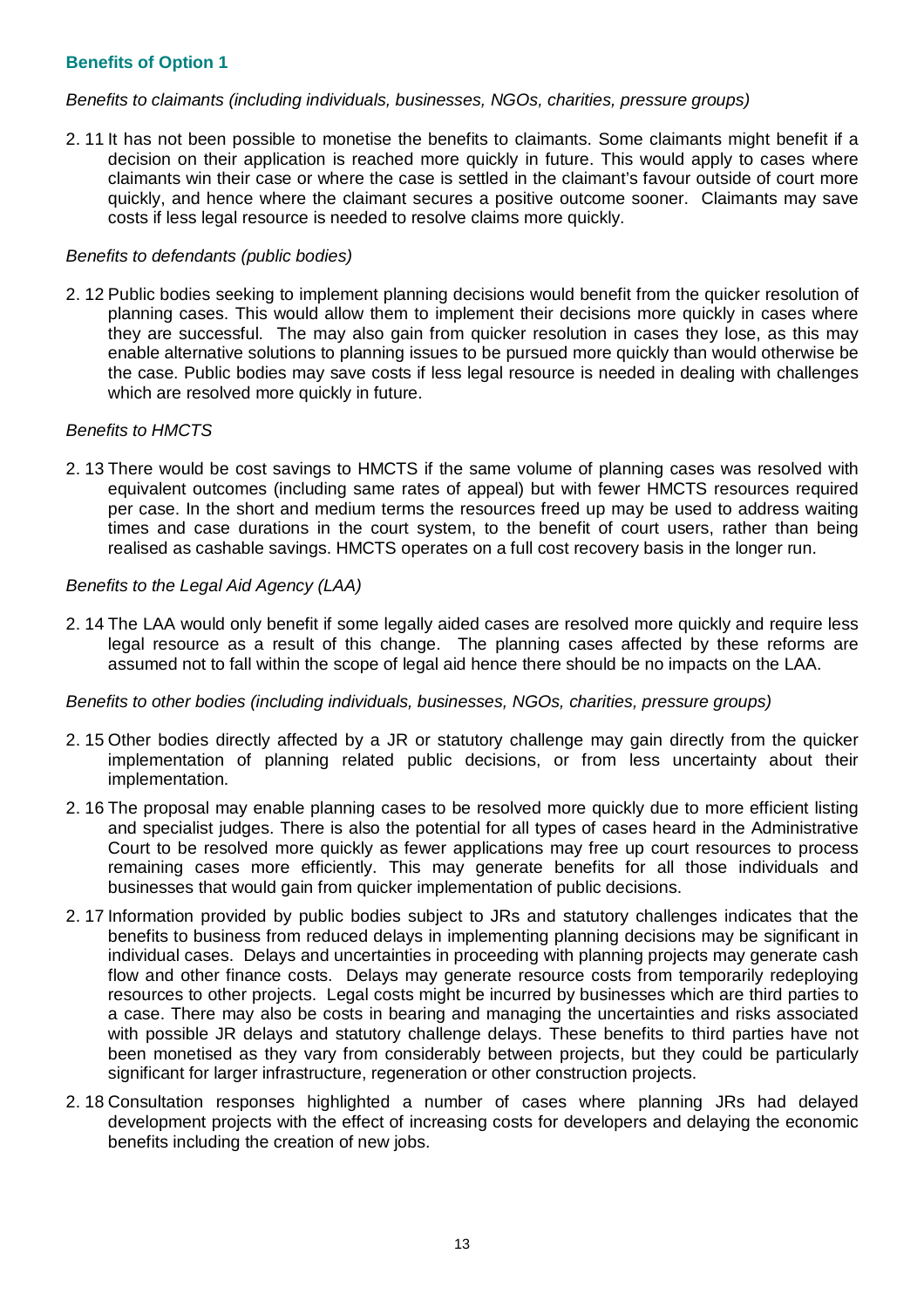### Benefits of Option 1

*Benefits to claimants (including individuals, businesses, NGOs, charities, pressure groups)*

2. 11 It has not been possible to monetise the benefits to claimants. Some claimants might benefit if a decision on their application is reached more quickly in future. This would apply to cases where claimants win their case or where the case is settled in the claimant's favour outside of court more quickly, and hence where the claimant secures a positive outcome sooner. Claimants may save costs if less legal resource is needed to resolve claims more quickly.

*Benefits to defendants (public bodies)*

2. 12 Public bodies seeking to implement planning decisions would benefit from the quicker resolution of planning cases. This would allow them to implement their decisions more quickly in cases where they are successful. The may also gain from quicker resolution in cases they lose, as this may enable alternative solutions to planning issues to be pursued more quickly than would otherwise be the case. Public bodies may save costs if less legal resource is needed in dealing with challenges which are resolved more quickly in future.

*Benefits to HMCTS*

2. 13 There would be cost savings to HMCTS if the same volume of planning cases was resolved with equivalent outcomes (including same rates of appeal) but with fewer HMCTS resources required per case. In the short and medium terms the resources freed up may be used to address waiting times and case durations in the court system, to the benefit of court users, rather than being realised as cashable savings. HMCTS operates on a full cost recovery basis in the longer run.

*Benefits to the Legal Aid Agency (LAA)*

2. 14 The LAA would only benefit if some legally aided cases are resolved more quickly and require less legal resource as a result of this change. The planning cases affected by these reforms are assumed not to fall within the scope of legal aid hence there should be no impacts on the LAA.

*Benefits to other bodies (including individuals, businesses, NGOs, charities, pressure groups)*

2. 15 Other bodies directly affected by a JR or statutory challenge may gain directly from the quicker implementation of planning related public decisions, or from less uncertainty about their implementation.

2. 16 The proposal may enable planning cases to be resolved more quickly due to more efficient listing and specialist judges. There is also the potential for all types of cases heard in the Administrative Court to be resolved more quickly as fewer applications may free up court resources to process remaining cases more efficiently. This may generate benefits for all those individuals and businesses that would gain from quicker implementation of public decisions.

2. 17 Information provided by public bodies subject to JRs and statutory challenges indicates that the benefits to business from reduced delays in implementing planning decisions may be significant in individual cases. Delays and uncertainties in proceeding with planning projects may generate cash flow and other finance costs. Delays may generate resource costs from temporarily redeploying resources to other projects. Legal costs might be incurred by businesses which are third parties to a case. There may also be costs in bearing and managing the uncertainties and risks associated with possible JR delays and statutory challenge delays. These benefits to third parties have not been monetised as they vary from considerably between projects, but they could be particularly significant for larger infrastructure, regeneration or other construction projects.

2. 18 Consultation responses highlighted a number of cases where planning JRs had delayed development projects with the effect of increasing costs for developers and delaying the economic benefits including the creation of new jobs.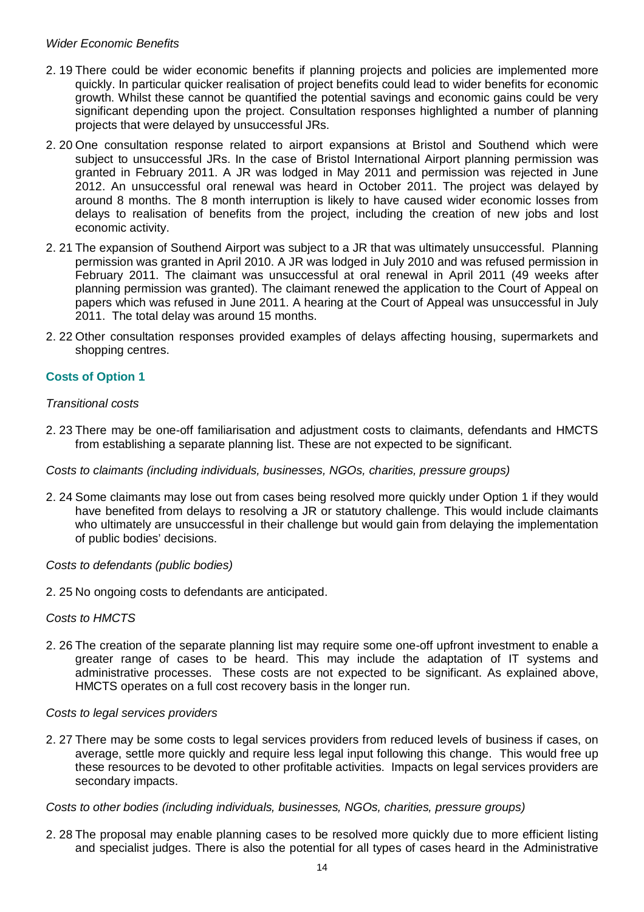*Wider Economic Benefits*

2. 19 There could be wider economic benefits if planning projects and policies are implemented more quickly. In particular quicker realisation of project benefits could lead to wider benefits for economic growth. Whilst these cannot be quantified the potential savings and economic gains could be very significant depending upon the project. Consultation responses highlighted a number of planning projects that were delayed by unsuccessful JRs.

2. 20 One consultation response related to airport expansions at Bristol and Southend which were subject to unsuccessful JRs. In the case of Bristol International Airport planning permission was granted in February 2011. A JR was lodged in May 2011 and permission was rejected in June 2012. An unsuccessful oral renewal was heard in October 2011. The project was delayed by around 8 months. The 8 month interruption is likely to have caused wider economic losses from delays to realisation of benefits from the project, including the creation of new jobs and lost economic activity.

2. 21 The expansion of Southend Airport was subject to a JR that was ultimately unsuccessful. Planning permission was granted in April 2010. A JR was lodged in July 2010 and was refused permission in February 2011. The claimant was unsuccessful at oral renewal in April 2011 (49 weeks after planning permission was granted). The claimant renewed the application to the Court of Appeal on papers which was refused in June 2011. A hearing at the Court of Appeal was unsuccessful in July 2011. The total delay was around 15 months.

2. 22 Other consultation responses provided examples of delays affecting housing, supermarkets and shopping centres.

### Costs of Option 1

*Transitional costs*

2. 23 There may be one-off familiarisation and adjustment costs to claimants, defendants and HMCTS from establishing a separate planning list. These are not expected to be significant.

*Costs to claimants (including individuals, businesses, NGOs, charities, pressure groups)*

2. 24 Some claimants may lose out from cases being resolved more quickly under Option 1 if they would have benefited from delays to resolving a JR or statutory challenge. This would include claimants who ultimately are unsuccessful in their challenge but would gain from delaying the implementation of public bodies' decisions.

*Costs to defendants (public bodies)*

2. 25 No ongoing costs to defendants are anticipated.

*Costs to HMCTS*

2. 26 The creation of the separate planning list may require some one-off upfront investment to enable a greater range of cases to be heard. This may include the adaptation of IT systems and administrative processes. These costs are not expected to be significant. As explained above, HMCTS operates on a full cost recovery basis in the longer run.

*Costs to legal services providers*

2. 27 There may be some costs to legal services providers from reduced levels of business if cases, on average, settle more quickly and require less legal input following this change. This would free up these resources to be devoted to other profitable activities. Impacts on legal services providers are secondary impacts.

*Costs to other bodies (including individuals, businesses, NGOs, charities, pressure groups)*

2. 28 The proposal may enable planning cases to be resolved more quickly due to more efficient listing and specialist judges. There is also the potential for all types of cases heard in the Administrative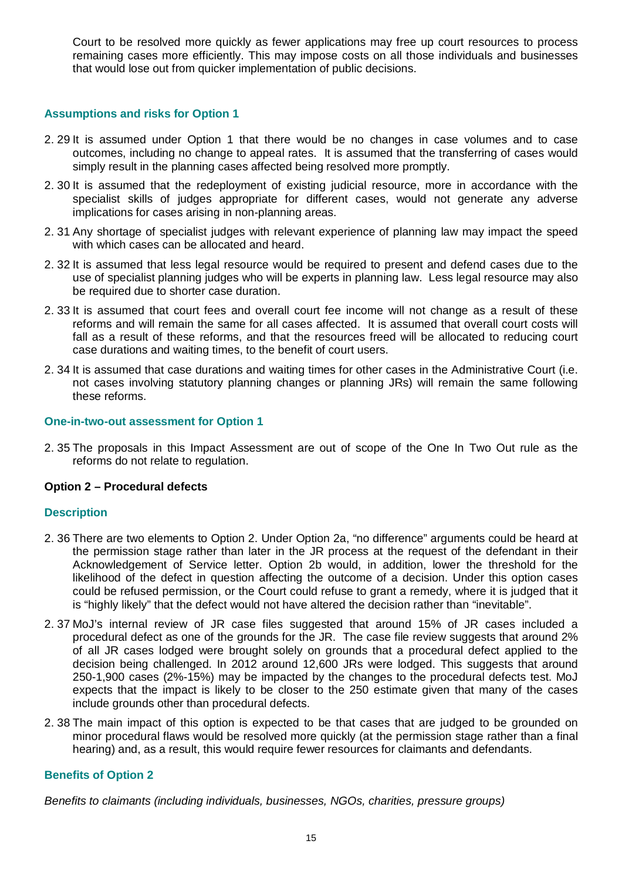Court to be resolved more quickly as fewer applications may free up court resources to process remaining cases more efficiently. This may impose costs on all those individuals and businesses that would lose out from quicker implementation of public decisions.

### Assumptions and risks for Option 1

2. 29 It is assumed under Option 1 that there would be no changes in case volumes and to case outcomes, including no change to appeal rates. It is assumed that the transferring of cases would simply result in the planning cases affected being resolved more promptly.

2. 30 It is assumed that the redeployment of existing judicial resource, more in accordance with the specialist skills of judges appropriate for different cases, would not generate any adverse implications for cases arising in non-planning areas.

2. 31 Any shortage of specialist judges with relevant experience of planning law may impact the speed with which cases can be allocated and heard.

2. 32 It is assumed that less legal resource would be required to present and defend cases due to the use of specialist planning judges who will be experts in planning law. Less legal resource may also be required due to shorter case duration.

2. 33 It is assumed that court fees and overall court fee income will not change as a result of these reforms and will remain the same for all cases affected. It is assumed that overall court costs will fall as a result of these reforms, and that the resources freed will be allocated to reducing court case durations and waiting times, to the benefit of court users.

2. 34 It is assumed that case durations and waiting times for other cases in the Administrative Court (i.e. not cases involving statutory planning changes or planning JRs) will remain the same following these reforms.

### One-in-two-out assessment for Option 1

2. 35 The proposals in this Impact Assessment are out of scope of the One In Two Out rule as the reforms do not relate to regulation.

## Option 2 – Procedural defects

### Description

2. 36 There are two elements to Option 2. Under Option 2a, "no difference" arguments could be heard at the permission stage rather than later in the JR process at the request of the defendant in their Acknowledgement of Service letter. Option 2b would, in addition, lower the threshold for the likelihood of the defect in question affecting the outcome of a decision. Under this option cases could be refused permission, or the Court could refuse to grant a remedy, where it is judged that it is "highly likely" that the defect would not have altered the decision rather than "inevitable".

2. 37 MoJ's internal review of JR case files suggested that around 15% of JR cases included a procedural defect as one of the grounds for the JR. The case file review suggests that around 2% of all JR cases lodged were brought solely on grounds that a procedural defect applied to the decision being challenged. In 2012 around 12,600 JRs were lodged. This suggests that around 250-1,900 cases (2%-15%) may be impacted by the changes to the procedural defects test. MoJ expects that the impact is likely to be closer to the 250 estimate given that many of the cases include grounds other than procedural defects.

2. 38 The main impact of this option is expected to be that cases that are judged to be grounded on minor procedural flaws would be resolved more quickly (at the permission stage rather than a final hearing) and, as a result, this would require fewer resources for claimants and defendants.

### Benefits of Option 2

*Benefits to claimants (including individuals, businesses, NGOs, charities, pressure groups)*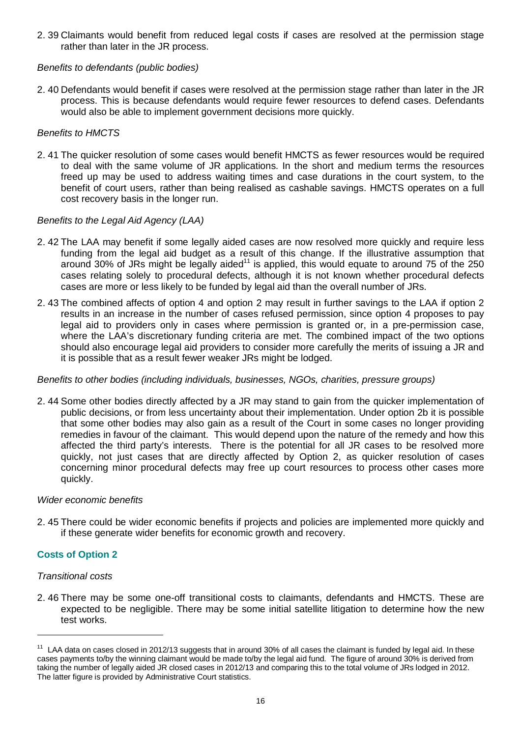2. 39 Claimants would benefit from reduced legal costs if cases are resolved at the permission stage rather than later in the JR process.

*Benefits to defendants (public bodies)*

2. 40 Defendants would benefit if cases were resolved at the permission stage rather than later in the JR process. This is because defendants would require fewer resources to defend cases. Defendants would also be able to implement government decisions more quickly.

*Benefits to HMCTS*

2. 41 The quicker resolution of some cases would benefit HMCTS as fewer resources would be required to deal with the same volume of JR applications. In the short and medium terms the resources freed up may be used to address waiting times and case durations in the court system, to the benefit of court users, rather than being realised as cashable savings. HMCTS operates on a full cost recovery basis in the longer run.

*Benefits to the Legal Aid Agency (LAA)*

2. 42 The LAA may benefit if some legally aided cases are now resolved more quickly and require less funding from the legal aid budget as a result of this change. If the illustrative assumption that around 30% of JRs might be legally aided[11] is applied, this would equate to around 75 of the 250 cases relating solely to procedural defects, although it is not known whether procedural defects cases are more or less likely to be funded by legal aid than the overall number of JRs.

2. 43 The combined affects of option 4 and option 2 may result in further savings to the LAA if option 2 results in an increase in the number of cases refused permission, since option 4 proposes to pay legal aid to providers only in cases where permission is granted or, in a pre-permission case, where the LAA's discretionary funding criteria are met. The combined impact of the two options should also encourage legal aid providers to consider more carefully the merits of issuing a JR and it is possible that as a result fewer weaker JRs might be lodged.

*Benefits to other bodies (including individuals, businesses, NGOs, charities, pressure groups)*

2. 44 Some other bodies directly affected by a JR may stand to gain from the quicker implementation of public decisions, or from less uncertainty about their implementation. Under option 2b it is possible that some other bodies may also gain as a result of the Court in some cases no longer providing remedies in favour of the claimant. This would depend upon the nature of the remedy and how this affected the third party's interests. There is the potential for all JR cases to be resolved more quickly, not just cases that are directly affected by Option 2, as quicker resolution of cases concerning minor procedural defects may free up court resources to process other cases more quickly.

*Wider economic benefits*

2. 45 There could be wider economic benefits if projects and policies are implemented more quickly and if these generate wider benefits for economic growth and recovery.

### Costs of Option 2

*Transitional costs*

2. 46 There may be some one-off transitional costs to claimants, defendants and HMCTS. These are expected to be negligible. There may be some initial satellite litigation to determine how the new test works.

---

[11] LAA data on cases closed in 2012/13 suggests that in around 30% of all cases the claimant is funded by legal aid. In these cases payments to/by the winning claimant would be made to/by the legal aid fund. The figure of around 30% is derived from taking the number of legally aided JR closed cases in 2012/13 and comparing this to the total volume of JRs lodged in 2012. The latter figure is provided by Administrative Court statistics.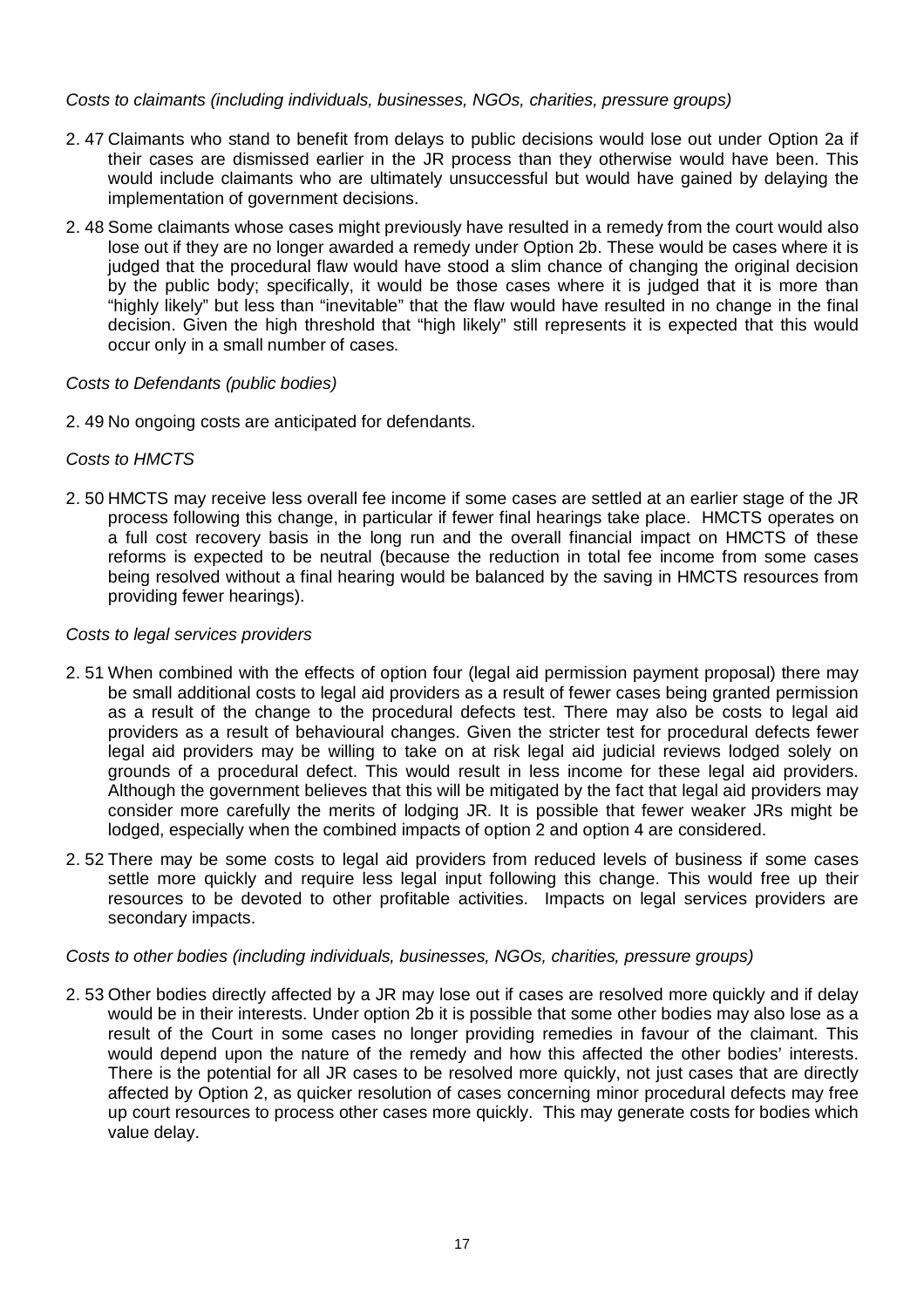*Costs to claimants (including individuals, businesses, NGOs, charities, pressure groups)*

2.47 Claimants who stand to benefit from delays to public decisions would lose out under Option 2a if their cases are dismissed earlier in the JR process than they otherwise would have been. This would include claimants who are ultimately unsuccessful but would have gained by delaying the implementation of government decisions.

2.48 Some claimants whose cases might previously have resulted in a remedy from the court would also lose out if they are no longer awarded a remedy under Option 2b. These would be cases where it is judged that the procedural flaw would have stood a slim chance of changing the original decision by the public body; specifically, it would be those cases where it is judged that it is more than "highly likely" but less than "inevitable" that the flaw would have resulted in no change in the final decision. Given the high threshold that "high likely" still represents it is expected that this would occur only in a small number of cases.

*Costs to Defendants (public bodies)*

2.49 No ongoing costs are anticipated for defendants.

*Costs to HMCTS*

2.50 HMCTS may receive less overall fee income if some cases are settled at an earlier stage of the JR process following this change, in particular if fewer final hearings take place. HMCTS operates on a full cost recovery basis in the long run and the overall financial impact on HMCTS of these reforms is expected to be neutral (because the reduction in total fee income from some cases being resolved without a final hearing would be balanced by the saving in HMCTS resources from providing fewer hearings).

*Costs to legal services providers*

2.51 When combined with the effects of option four (legal aid permission payment proposal) there may be small additional costs to legal aid providers as a result of fewer cases being granted permission as a result of the change to the procedural defects test. There may also be costs to legal aid providers as a result of behavioural changes. Given the stricter test for procedural defects fewer legal aid providers may be willing to take on at risk legal aid judicial reviews lodged solely on grounds of a procedural defect. This would result in less income for these legal aid providers. Although the government believes that this will be mitigated by the fact that legal aid providers may consider more carefully the merits of lodging JR. It is possible that fewer weaker JRs might be lodged, especially when the combined impacts of option 2 and option 4 are considered.

2.52 There may be some costs to legal aid providers from reduced levels of business if some cases settle more quickly and require less legal input following this change. This would free up their resources to be devoted to other profitable activities. Impacts on legal services providers are secondary impacts.

*Costs to other bodies (including individuals, businesses, NGOs, charities, pressure groups)*

2.53 Other bodies directly affected by a JR may lose out if cases are resolved more quickly and if delay would be in their interests. Under option 2b it is possible that some other bodies may also lose as a result of the Court in some cases no longer providing remedies in favour of the claimant. This would depend upon the nature of the remedy and how this affected the other bodies' interests. There is the potential for all JR cases to be resolved more quickly, not just cases that are directly affected by Option 2, as quicker resolution of cases concerning minor procedural defects may free up court resources to process other cases more quickly. This may generate costs for bodies which value delay.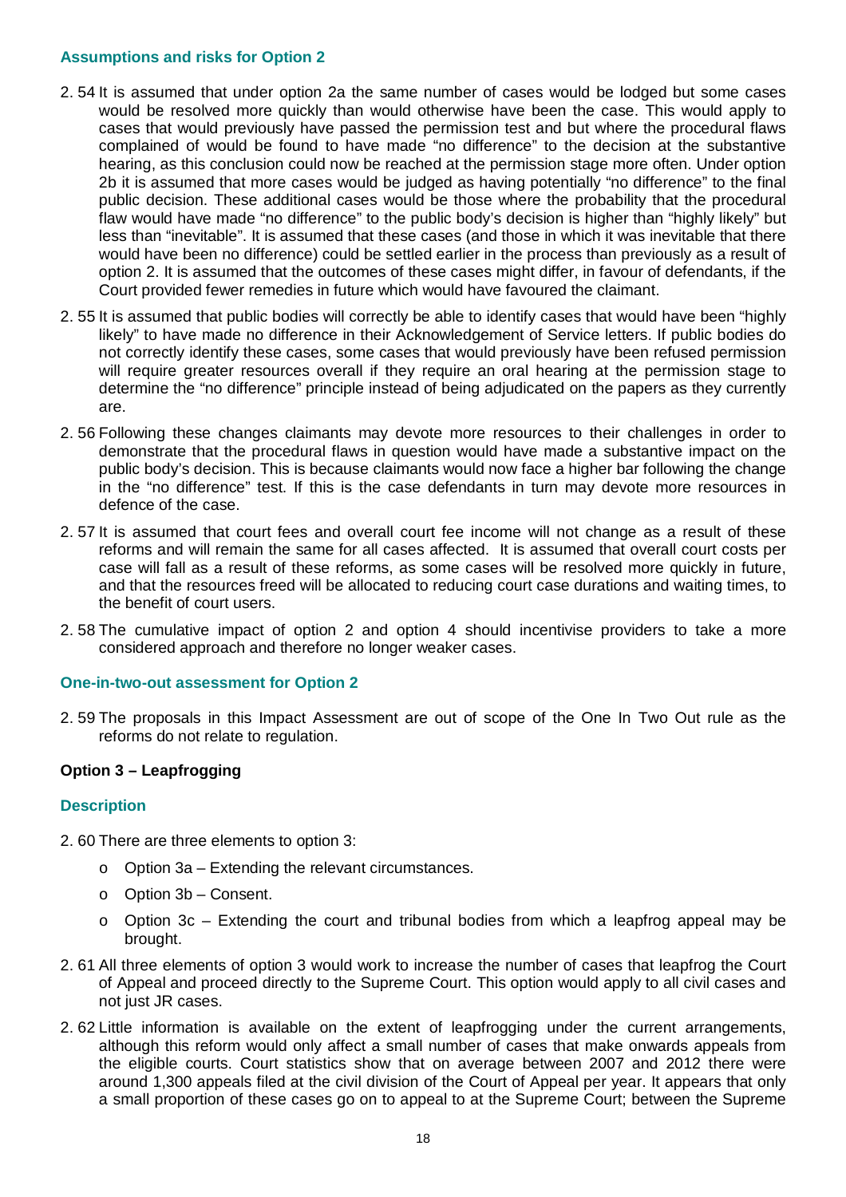### Assumptions and risks for Option 2

2.54 It is assumed that under option 2a the same number of cases would be lodged but some cases would be resolved more quickly than would otherwise have been the case. This would apply to cases that would previously have passed the permission test and but where the procedural flaws complained of would be found to have made "no difference" to the decision at the substantive hearing, as this conclusion could now be reached at the permission stage more often. Under option 2b it is assumed that more cases would be judged as having potentially "no difference" to the final public decision. These additional cases would be those where the probability that the procedural flaw would have made "no difference" to the public body's decision is higher than "highly likely" but less than "inevitable". It is assumed that these cases (and those in which it was inevitable that there would have been no difference) could be settled earlier in the process than previously as a result of option 2. It is assumed that the outcomes of these cases might differ, in favour of defendants, if the Court provided fewer remedies in future which would have favoured the claimant.

2.55 It is assumed that public bodies will correctly be able to identify cases that would have been "highly likely" to have made no difference in their Acknowledgement of Service letters. If public bodies do not correctly identify these cases, some cases that would previously have been refused permission will require greater resources overall if they require an oral hearing at the permission stage to determine the "no difference" principle instead of being adjudicated on the papers as they currently are.

2.56 Following these changes claimants may devote more resources to their challenges in order to demonstrate that the procedural flaws in question would have made a substantive impact on the public body's decision. This is because claimants would now face a higher bar following the change in the "no difference" test. If this is the case defendants in turn may devote more resources in defence of the case.

2.57 It is assumed that court fees and overall court fee income will not change as a result of these reforms and will remain the same for all cases affected. It is assumed that overall court costs per case will fall as a result of these reforms, as some cases will be resolved more quickly in future, and that the resources freed will be allocated to reducing court case durations and waiting times, to the benefit of court users.

2.58 The cumulative impact of option 2 and option 4 should incentivise providers to take a more considered approach and therefore no longer weaker cases.

### One-in-two-out assessment for Option 2

2.59 The proposals in this Impact Assessment are out of scope of the One In Two Out rule as the reforms do not relate to regulation.

## Option 3 – Leapfrogging

### Description

2.60 There are three elements to option 3:

- Option 3a – Extending the relevant circumstances.
- Option 3b – Consent.
- Option 3c – Extending the court and tribunal bodies from which a leapfrog appeal may be brought.

2.61 All three elements of option 3 would work to increase the number of cases that leapfrog the Court of Appeal and proceed directly to the Supreme Court. This option would apply to all civil cases and not just JR cases.

2.62 Little information is available on the extent of leapfrogging under the current arrangements, although this reform would only affect a small number of cases that make onwards appeals from the eligible courts. Court statistics show that on average between 2007 and 2012 there were around 1,300 appeals filed at the civil division of the Court of Appeal per year. It appears that only a small proportion of these cases go on to appeal to at the Supreme Court; between the Supreme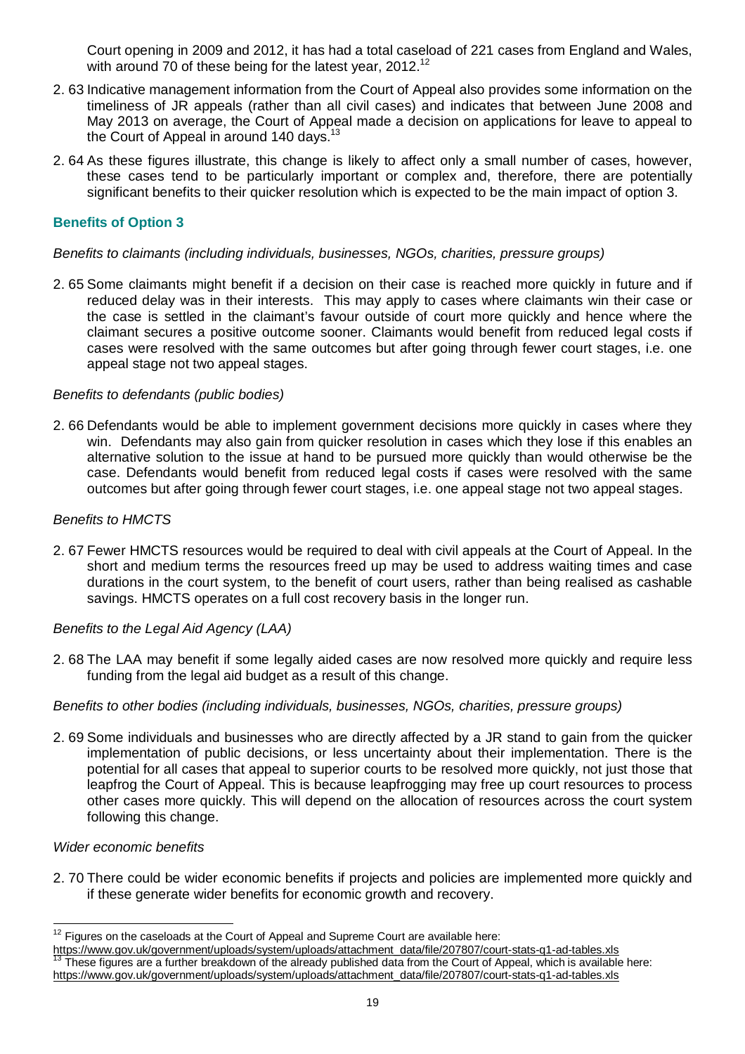Court opening in 2009 and 2012, it has had a total caseload of 221 cases from England and Wales, with around 70 of these being for the latest year, 2012.[12]

2. 63 Indicative management information from the Court of Appeal also provides some information on the timeliness of JR appeals (rather than all civil cases) and indicates that between June 2008 and May 2013 on average, the Court of Appeal made a decision on applications for leave to appeal to the Court of Appeal in around 140 days.[13]

2. 64 As these figures illustrate, this change is likely to affect only a small number of cases, however, these cases tend to be particularly important or complex and, therefore, there are potentially significant benefits to their quicker resolution which is expected to be the main impact of option 3.

### Benefits of Option 3

*Benefits to claimants (including individuals, businesses, NGOs, charities, pressure groups)*

2. 65 Some claimants might benefit if a decision on their case is reached more quickly in future and if reduced delay was in their interests. This may apply to cases where claimants win their case or the case is settled in the claimant's favour outside of court more quickly and hence where the claimant secures a positive outcome sooner. Claimants would benefit from reduced legal costs if cases were resolved with the same outcomes but after going through fewer court stages, i.e. one appeal stage not two appeal stages.

*Benefits to defendants (public bodies)*

2. 66 Defendants would be able to implement government decisions more quickly in cases where they win. Defendants may also gain from quicker resolution in cases which they lose if this enables an alternative solution to the issue at hand to be pursued more quickly than would otherwise be the case. Defendants would benefit from reduced legal costs if cases were resolved with the same outcomes but after going through fewer court stages, i.e. one appeal stage not two appeal stages.

*Benefits to HMCTS*

2. 67 Fewer HMCTS resources would be required to deal with civil appeals at the Court of Appeal. In the short and medium terms the resources freed up may be used to address waiting times and case durations in the court system, to the benefit of court users, rather than being realised as cashable savings. HMCTS operates on a full cost recovery basis in the longer run.

*Benefits to the Legal Aid Agency (LAA)*

2. 68 The LAA may benefit if some legally aided cases are now resolved more quickly and require less funding from the legal aid budget as a result of this change.

*Benefits to other bodies (including individuals, businesses, NGOs, charities, pressure groups)*

2. 69 Some individuals and businesses who are directly affected by a JR stand to gain from the quicker implementation of public decisions, or less uncertainty about their implementation. There is the potential for all cases that appeal to superior courts to be resolved more quickly, not just those that leapfrog the Court of Appeal. This is because leapfrogging may free up court resources to process other cases more quickly. This will depend on the allocation of resources across the court system following this change.

*Wider economic benefits*

2. 70 There could be wider economic benefits if projects and policies are implemented more quickly and if these generate wider benefits for economic growth and recovery.

---

[12] Figures on the caseloads at the Court of Appeal and Supreme Court are available here: https://www.gov.uk/government/uploads/system/uploads/attachment_data/file/207807/court-stats-q1-ad-tables.xls

[13] These figures are a further breakdown of the already published data from the Court of Appeal, which is available here: https://www.gov.uk/government/uploads/system/uploads/attachment_data/file/207807/court-stats-q1-ad-tables.xls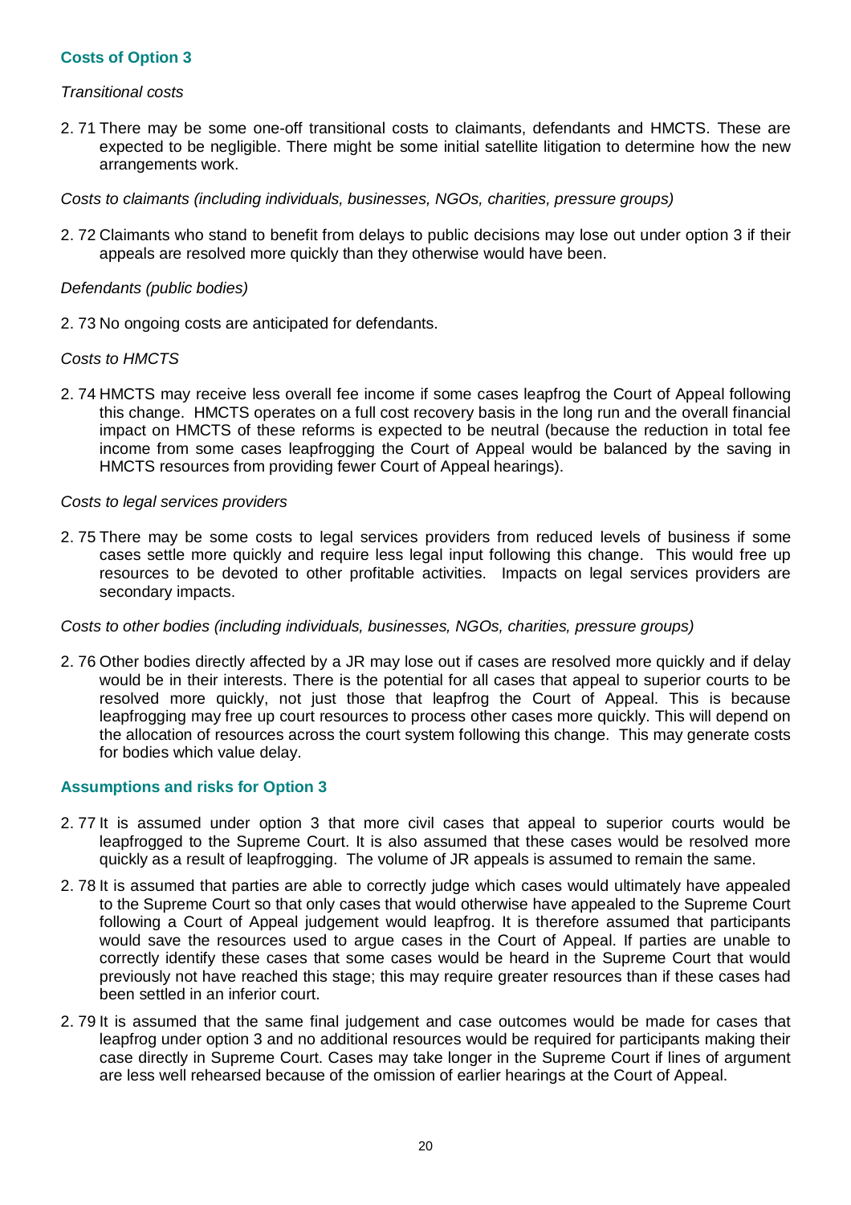### Costs of Option 3

*Transitional costs*

2. 71 There may be some one-off transitional costs to claimants, defendants and HMCTS. These are expected to be negligible. There might be some initial satellite litigation to determine how the new arrangements work.

*Costs to claimants (including individuals, businesses, NGOs, charities, pressure groups)*

2. 72 Claimants who stand to benefit from delays to public decisions may lose out under option 3 if their appeals are resolved more quickly than they otherwise would have been.

*Defendants (public bodies)*

2. 73 No ongoing costs are anticipated for defendants.

*Costs to HMCTS*

2. 74 HMCTS may receive less overall fee income if some cases leapfrog the Court of Appeal following this change. HMCTS operates on a full cost recovery basis in the long run and the overall financial impact on HMCTS of these reforms is expected to be neutral (because the reduction in total fee income from some cases leapfrogging the Court of Appeal would be balanced by the saving in HMCTS resources from providing fewer Court of Appeal hearings).

*Costs to legal services providers*

2. 75 There may be some costs to legal services providers from reduced levels of business if some cases settle more quickly and require less legal input following this change. This would free up resources to be devoted to other profitable activities. Impacts on legal services providers are secondary impacts.

*Costs to other bodies (including individuals, businesses, NGOs, charities, pressure groups)*

2. 76 Other bodies directly affected by a JR may lose out if cases are resolved more quickly and if delay would be in their interests. There is the potential for all cases that appeal to superior courts to be resolved more quickly, not just those that leapfrog the Court of Appeal. This is because leapfrogging may free up court resources to process other cases more quickly. This will depend on the allocation of resources across the court system following this change. This may generate costs for bodies which value delay.

### Assumptions and risks for Option 3

2. 77 It is assumed under option 3 that more civil cases that appeal to superior courts would be leapfrogged to the Supreme Court. It is also assumed that these cases would be resolved more quickly as a result of leapfrogging. The volume of JR appeals is assumed to remain the same.

2. 78 It is assumed that parties are able to correctly judge which cases would ultimately have appealed to the Supreme Court so that only cases that would otherwise have appealed to the Supreme Court following a Court of Appeal judgement would leapfrog. It is therefore assumed that participants would save the resources used to argue cases in the Court of Appeal. If parties are unable to correctly identify these cases that some cases would be heard in the Supreme Court that would previously not have reached this stage; this may require greater resources than if these cases had been settled in an inferior court.

2. 79 It is assumed that the same final judgement and case outcomes would be made for cases that leapfrog under option 3 and no additional resources would be required for participants making their case directly in Supreme Court. Cases may take longer in the Supreme Court if lines of argument are less well rehearsed because of the omission of earlier hearings at the Court of Appeal.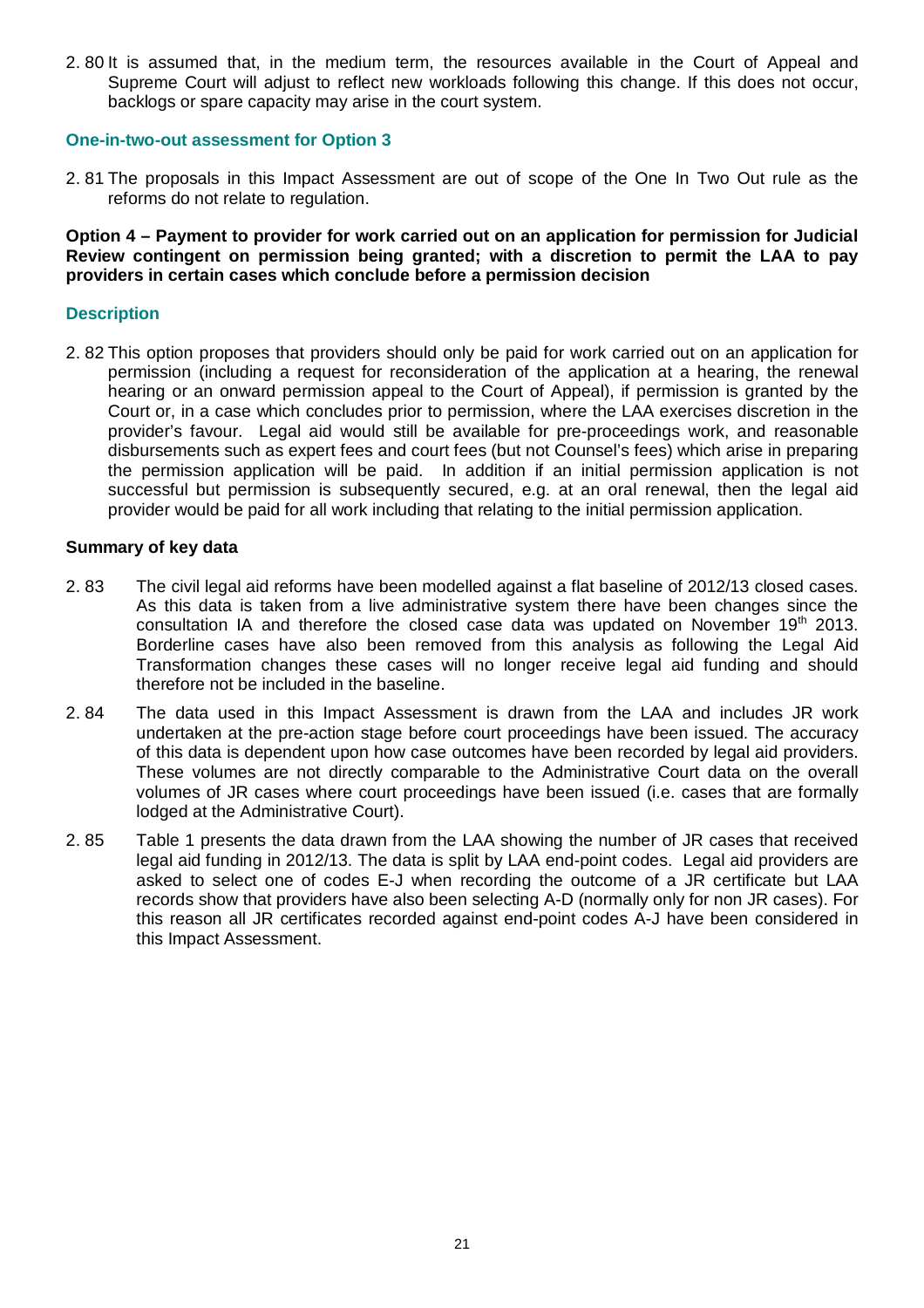2. 80 It is assumed that, in the medium term, the resources available in the Court of Appeal and Supreme Court will adjust to reflect new workloads following this change. If this does not occur, backlogs or spare capacity may arise in the court system.

### One-in-two-out assessment for Option 3

2. 81 The proposals in this Impact Assessment are out of scope of the One In Two Out rule as the reforms do not relate to regulation.

**Option 4 – Payment to provider for work carried out on an application for permission for Judicial Review contingent on permission being granted; with a discretion to permit the LAA to pay providers in certain cases which conclude before a permission decision**

### Description

2. 82 This option proposes that providers should only be paid for work carried out on an application for permission (including a request for reconsideration of the application at a hearing, the renewal hearing or an onward permission appeal to the Court of Appeal), if permission is granted by the Court or, in a case which concludes prior to permission, where the LAA exercises discretion in the provider's favour. Legal aid would still be available for pre-proceedings work, and reasonable disbursements such as expert fees and court fees (but not Counsel's fees) which arise in preparing the permission application will be paid. In addition if an initial permission application is not successful but permission is subsequently secured, e.g. at an oral renewal, then the legal aid provider would be paid for all work including that relating to the initial permission application.

**Summary of key data**

2. 83 The civil legal aid reforms have been modelled against a flat baseline of 2012/13 closed cases. As this data is taken from a live administrative system there have been changes since the consultation IA and therefore the closed case data was updated on November 19th 2013. Borderline cases have also been removed from this analysis as following the Legal Aid Transformation changes these cases will no longer receive legal aid funding and should therefore not be included in the baseline.

2. 84 The data used in this Impact Assessment is drawn from the LAA and includes JR work undertaken at the pre-action stage before court proceedings have been issued. The accuracy of this data is dependent upon how case outcomes have been recorded by legal aid providers. These volumes are not directly comparable to the Administrative Court data on the overall volumes of JR cases where court proceedings have been issued (i.e. cases that are formally lodged at the Administrative Court).

2. 85 Table 1 presents the data drawn from the LAA showing the number of JR cases that received legal aid funding in 2012/13. The data is split by LAA end-point codes. Legal aid providers are asked to select one of codes E-J when recording the outcome of a JR certificate but LAA records show that providers have also been selecting A-D (normally only for non JR cases). For this reason all JR certificates recorded against end-point codes A-J have been considered in this Impact Assessment.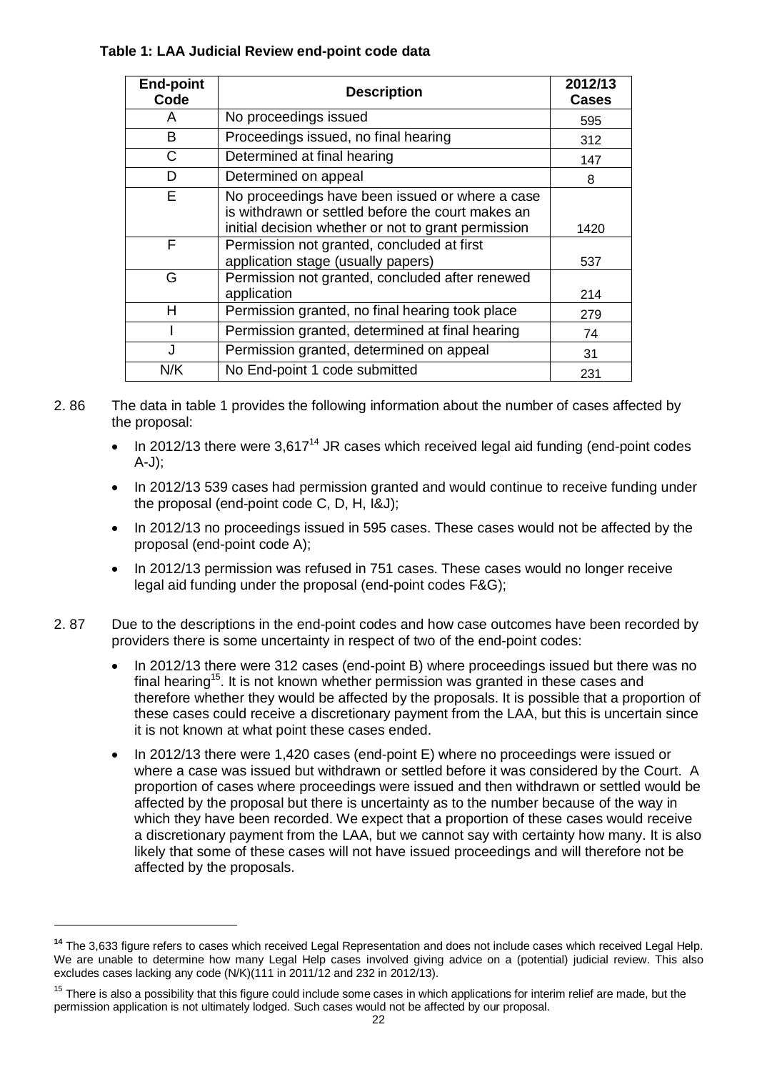**Table 1: LAA Judicial Review end-point code data**

| End-point Code | Description | 2012/13 Cases |
|---|---|---|
| A | No proceedings issued | 595 |
| B | Proceedings issued, no final hearing | 312 |
| C | Determined at final hearing | 147 |
| D | Determined on appeal | 8 |
| E | No proceedings have been issued or where a case is withdrawn or settled before the court makes an initial decision whether or not to grant permission | 1420 |
| F | Permission not granted, concluded at first application stage (usually papers) | 537 |
| G | Permission not granted, concluded after renewed application | 214 |
| H | Permission granted, no final hearing took place | 279 |
| I | Permission granted, determined at final hearing | 74 |
| J | Permission granted, determined on appeal | 31 |
| N/K | No End-point 1 code submitted | 231 |

2. 86 The data in table 1 provides the following information about the number of cases affected by the proposal:

- In 2012/13 there were 3,617[14] JR cases which received legal aid funding (end-point codes A-J);
- In 2012/13 539 cases had permission granted and would continue to receive funding under the proposal (end-point code C, D, H, I&J);
- In 2012/13 no proceedings issued in 595 cases. These cases would not be affected by the proposal (end-point code A);
- In 2012/13 permission was refused in 751 cases. These cases would no longer receive legal aid funding under the proposal (end-point codes F&G);

2. 87 Due to the descriptions in the end-point codes and how case outcomes have been recorded by providers there is some uncertainty in respect of two of the end-point codes:

- In 2012/13 there were 312 cases (end-point B) where proceedings issued but there was no final hearing[15]. It is not known whether permission was granted in these cases and therefore whether they would be affected by the proposals. It is possible that a proportion of these cases could receive a discretionary payment from the LAA, but this is uncertain since it is not known at what point these cases ended.
- In 2012/13 there were 1,420 cases (end-point E) where no proceedings were issued or where a case was issued but withdrawn or settled before it was considered by the Court. A proportion of cases where proceedings were issued and then withdrawn or settled would be affected by the proposal but there is uncertainty as to the number because of the way in which they have been recorded. We expect that a proportion of these cases would receive a discretionary payment from the LAA, but we cannot say with certainty how many. It is also likely that some of these cases will not have issued proceedings and will therefore not be affected by the proposals.

---

[14] The 3,633 figure refers to cases which received Legal Representation and does not include cases which received Legal Help. We are unable to determine how many Legal Help cases involved giving advice on a (potential) judicial review. This also excludes cases lacking any code (N/K)(111 in 2011/12 and 232 in 2012/13).

[15] There is also a possibility that this figure could include some cases in which applications for interim relief are made, but the permission application is not ultimately lodged. Such cases would not be affected by our proposal.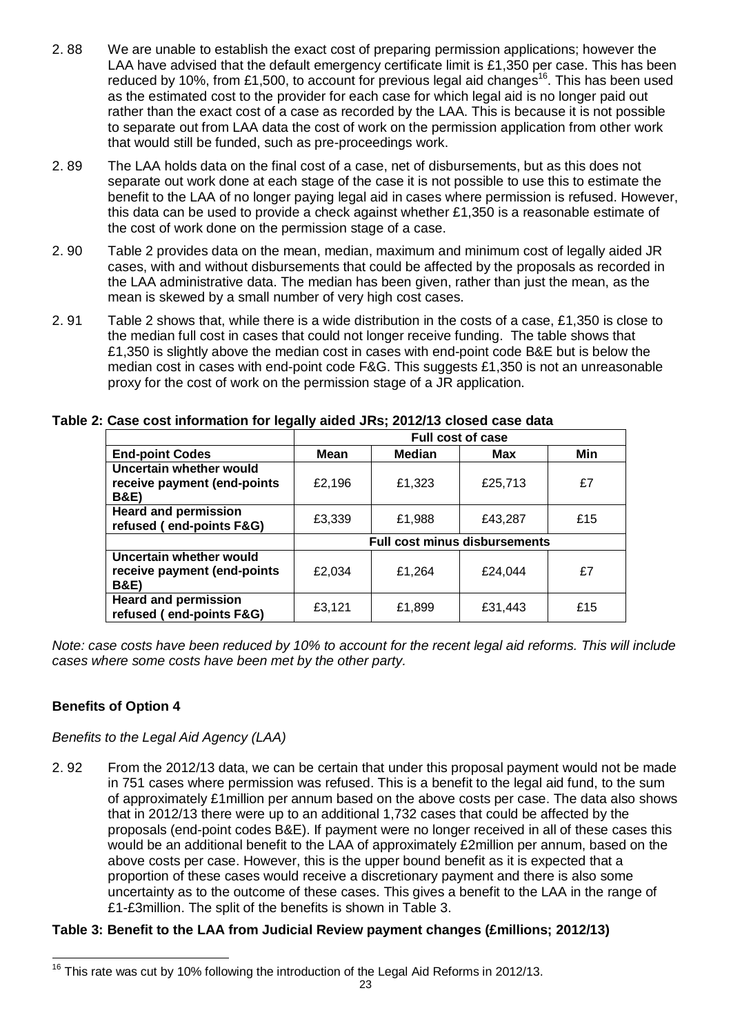2.88 We are unable to establish the exact cost of preparing permission applications; however the LAA have advised that the default emergency certificate limit is £1,350 per case. This has been reduced by 10%, from £1,500, to account for previous legal aid changes[16]. This has been used as the estimated cost to the provider for each case for which legal aid is no longer paid out rather than the exact cost of a case as recorded by the LAA. This is because it is not possible to separate out from LAA data the cost of work on the permission application from other work that would still be funded, such as pre-proceedings work.

2.89 The LAA holds data on the final cost of a case, net of disbursements, but as this does not separate out work done at each stage of the case it is not possible to use this to estimate the benefit to the LAA of no longer paying legal aid in cases where permission is refused. However, this data can be used to provide a check against whether £1,350 is a reasonable estimate of the cost of work done on the permission stage of a case.

2.90 Table 2 provides data on the mean, median, maximum and minimum cost of legally aided JR cases, with and without disbursements that could be affected by the proposals as recorded in the LAA administrative data. The median has been given, rather than just the mean, as the mean is skewed by a small number of very high cost cases.

2.91 Table 2 shows that, while there is a wide distribution in the costs of a case, £1,350 is close to the median full cost in cases that could not longer receive funding. The table shows that £1,350 is slightly above the median cost in cases with end-point code B&E but is below the median cost in cases with end-point code F&G. This suggests £1,350 is not an unreasonable proxy for the cost of work on the permission stage of a JR application.

**Table 2: Case cost information for legally aided JRs; 2012/13 closed case data**

| | Full cost of case | | | |
|---|---|---|---|---|
| **End-point Codes** | **Mean** | **Median** | **Max** | **Min** |
| **Uncertain whether would receive payment (end-points B&E)** | £2,196 | £1,323 | £25,713 | £7 |
| **Heard and permission refused ( end-points F&G)** | £3,339 | £1,988 | £43,287 | £15 |
| | **Full cost minus disbursements** | | | |
| **Uncertain whether would receive payment (end-points B&E)** | £2,034 | £1,264 | £24,044 | £7 |
| **Heard and permission refused ( end-points F&G)** | £3,121 | £1,899 | £31,443 | £15 |

*Note: case costs have been reduced by 10% to account for the recent legal aid reforms. This will include cases where some costs have been met by the other party.*

### Benefits of Option 4

*Benefits to the Legal Aid Agency (LAA)*

2.92 From the 2012/13 data, we can be certain that under this proposal payment would not be made in 751 cases where permission was refused. This is a benefit to the legal aid fund, to the sum of approximately £1million per annum based on the above costs per case. The data also shows that in 2012/13 there were up to an additional 1,732 cases that could be affected by the proposals (end-point codes B&E). If payment were no longer received in all of these cases this would be an additional benefit to the LAA of approximately £2million per annum, based on the above costs per case. However, this is the upper bound benefit as it is expected that a proportion of these cases would receive a discretionary payment and there is also some uncertainty as to the outcome of these cases. This gives a benefit to the LAA in the range of £1-£3million. The split of the benefits is shown in Table 3.

**Table 3: Benefit to the LAA from Judicial Review payment changes (£millions; 2012/13)**

[16] This rate was cut by 10% following the introduction of the Legal Aid Reforms in 2012/13.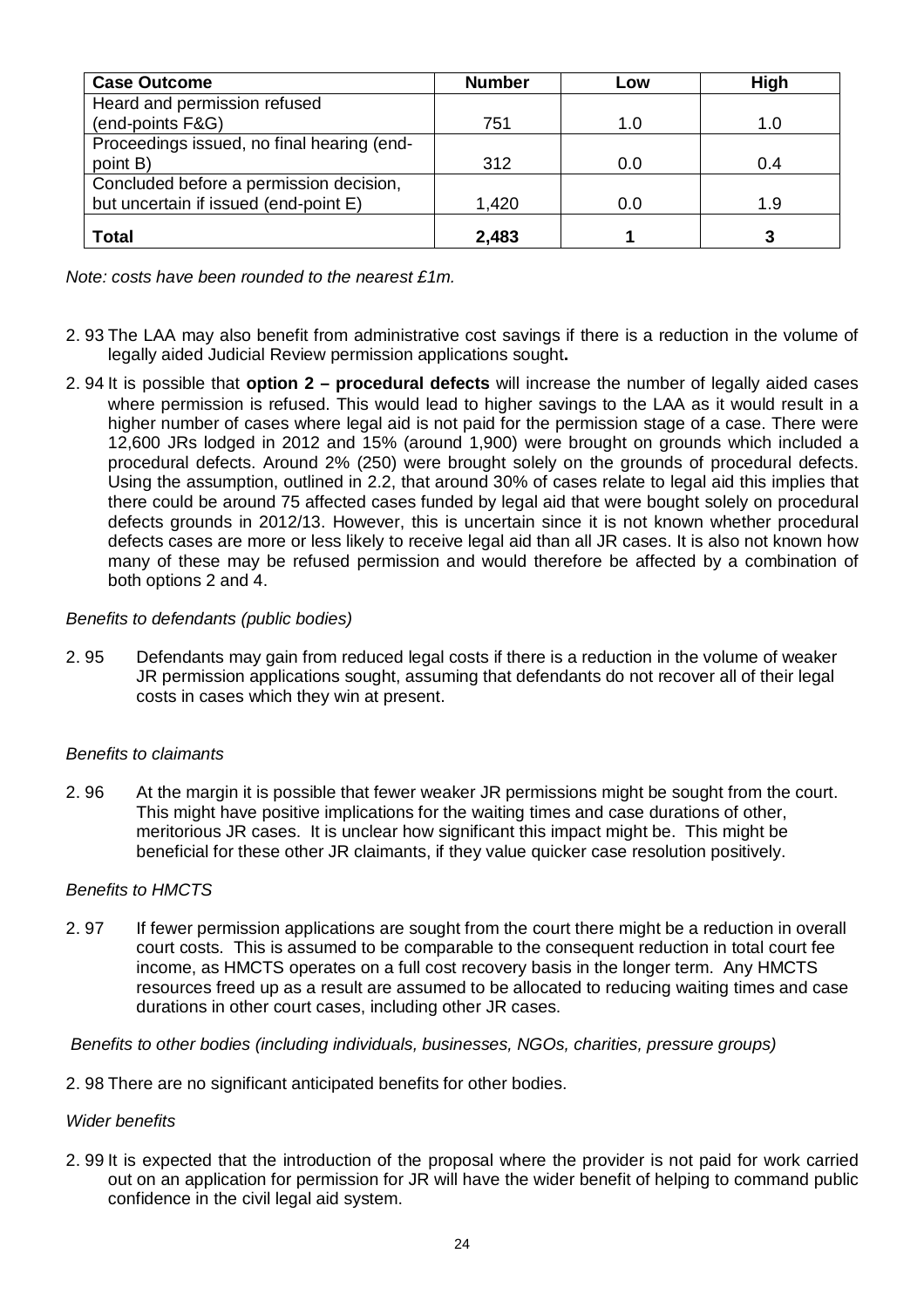| Case Outcome | Number | Low | High |
|---|---|---|---|
| Heard and permission refused (end-points F&G) | 751 | 1.0 | 1.0 |
| Proceedings issued, no final hearing (end-point B) | 312 | 0.0 | 0.4 |
| Concluded before a permission decision, but uncertain if issued (end-point E) | 1,420 | 0.0 | 1.9 |
| **Total** | **2,483** | **1** | **3** |

*Note: costs have been rounded to the nearest £1m.*

2. 93 The LAA may also benefit from administrative cost savings if there is a reduction in the volume of legally aided Judicial Review permission applications sought**.**

2. 94 It is possible that **option 2 – procedural defects** will increase the number of legally aided cases where permission is refused. This would lead to higher savings to the LAA as it would result in a higher number of cases where legal aid is not paid for the permission stage of a case. There were 12,600 JRs lodged in 2012 and 15% (around 1,900) were brought on grounds which included a procedural defects. Around 2% (250) were brought solely on the grounds of procedural defects. Using the assumption, outlined in 2.2, that around 30% of cases relate to legal aid this implies that there could be around 75 affected cases funded by legal aid that were bought solely on procedural defects grounds in 2012/13. However, this is uncertain since it is not known whether procedural defects cases are more or less likely to receive legal aid than all JR cases. It is also not known how many of these may be refused permission and would therefore be affected by a combination of both options 2 and 4.

*Benefits to defendants (public bodies)*

2. 95 Defendants may gain from reduced legal costs if there is a reduction in the volume of weaker JR permission applications sought, assuming that defendants do not recover all of their legal costs in cases which they win at present.

*Benefits to claimants*

2. 96 At the margin it is possible that fewer weaker JR permissions might be sought from the court. This might have positive implications for the waiting times and case durations of other, meritorious JR cases. It is unclear how significant this impact might be. This might be beneficial for these other JR claimants, if they value quicker case resolution positively.

*Benefits to HMCTS*

2. 97 If fewer permission applications are sought from the court there might be a reduction in overall court costs. This is assumed to be comparable to the consequent reduction in total court fee income, as HMCTS operates on a full cost recovery basis in the longer term. Any HMCTS resources freed up as a result are assumed to be allocated to reducing waiting times and case durations in other court cases, including other JR cases.

*Benefits to other bodies (including individuals, businesses, NGOs, charities, pressure groups)*

2. 98 There are no significant anticipated benefits for other bodies.

*Wider benefits*

2. 99 It is expected that the introduction of the proposal where the provider is not paid for work carried out on an application for permission for JR will have the wider benefit of helping to command public confidence in the civil legal aid system.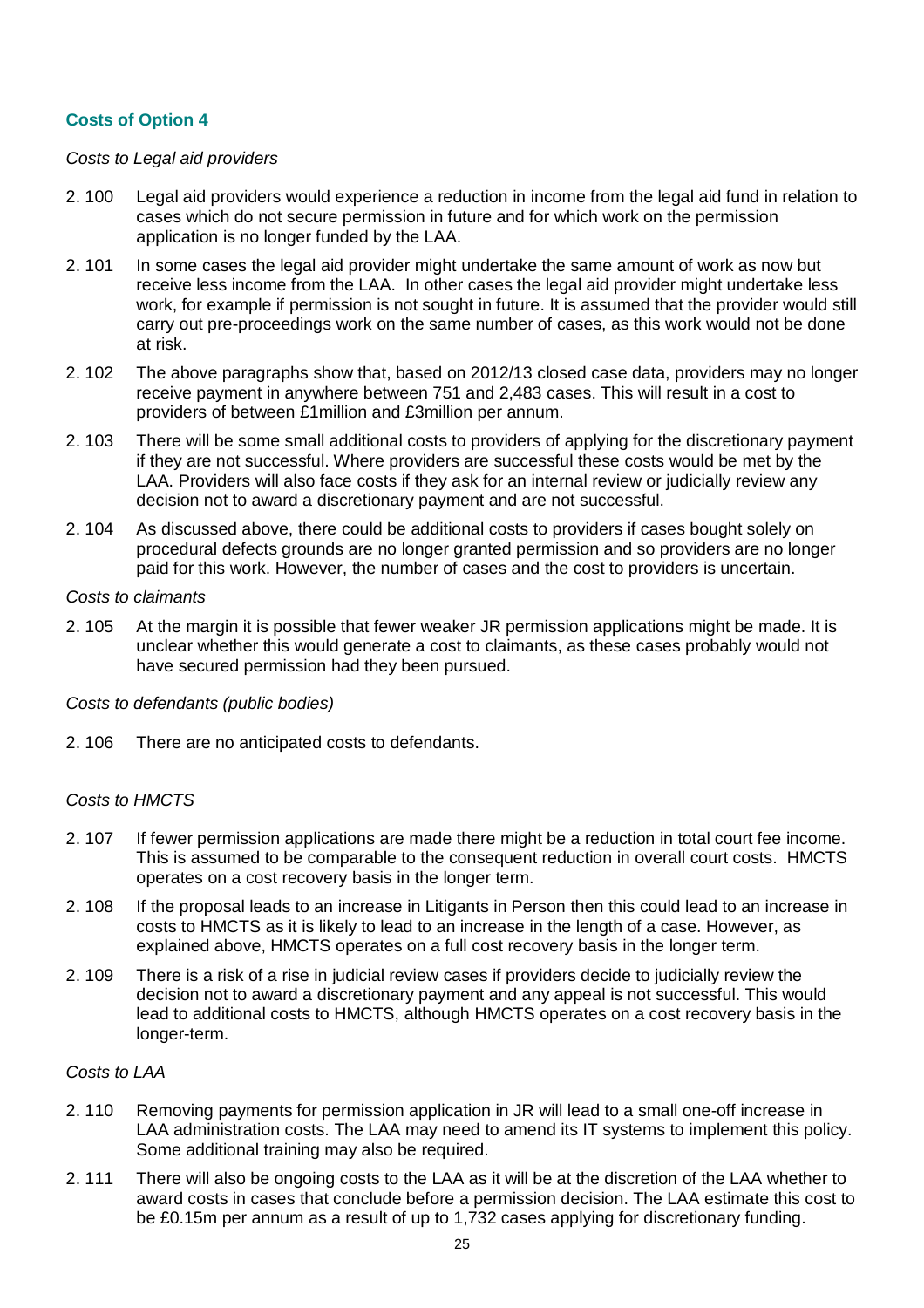### Costs of Option 4

*Costs to Legal aid providers*

2. 100 Legal aid providers would experience a reduction in income from the legal aid fund in relation to cases which do not secure permission in future and for which work on the permission application is no longer funded by the LAA.

2. 101 In some cases the legal aid provider might undertake the same amount of work as now but receive less income from the LAA. In other cases the legal aid provider might undertake less work, for example if permission is not sought in future. It is assumed that the provider would still carry out pre-proceedings work on the same number of cases, as this work would not be done at risk.

2. 102 The above paragraphs show that, based on 2012/13 closed case data, providers may no longer receive payment in anywhere between 751 and 2,483 cases. This will result in a cost to providers of between £1million and £3million per annum.

2. 103 There will be some small additional costs to providers of applying for the discretionary payment if they are not successful. Where providers are successful these costs would be met by the LAA. Providers will also face costs if they ask for an internal review or judicially review any decision not to award a discretionary payment and are not successful.

2. 104 As discussed above, there could be additional costs to providers if cases bought solely on procedural defects grounds are no longer granted permission and so providers are no longer paid for this work. However, the number of cases and the cost to providers is uncertain.

*Costs to claimants*

2. 105 At the margin it is possible that fewer weaker JR permission applications might be made. It is unclear whether this would generate a cost to claimants, as these cases probably would not have secured permission had they been pursued.

*Costs to defendants (public bodies)*

2. 106 There are no anticipated costs to defendants.

*Costs to HMCTS*

2. 107 If fewer permission applications are made there might be a reduction in total court fee income. This is assumed to be comparable to the consequent reduction in overall court costs. HMCTS operates on a cost recovery basis in the longer term.

2. 108 If the proposal leads to an increase in Litigants in Person then this could lead to an increase in costs to HMCTS as it is likely to lead to an increase in the length of a case. However, as explained above, HMCTS operates on a full cost recovery basis in the longer term.

2. 109 There is a risk of a rise in judicial review cases if providers decide to judicially review the decision not to award a discretionary payment and any appeal is not successful. This would lead to additional costs to HMCTS, although HMCTS operates on a cost recovery basis in the longer-term.

*Costs to LAA*

2. 110 Removing payments for permission application in JR will lead to a small one-off increase in LAA administration costs. The LAA may need to amend its IT systems to implement this policy. Some additional training may also be required.

2. 111 There will also be ongoing costs to the LAA as it will be at the discretion of the LAA whether to award costs in cases that conclude before a permission decision. The LAA estimate this cost to be £0.15m per annum as a result of up to 1,732 cases applying for discretionary funding.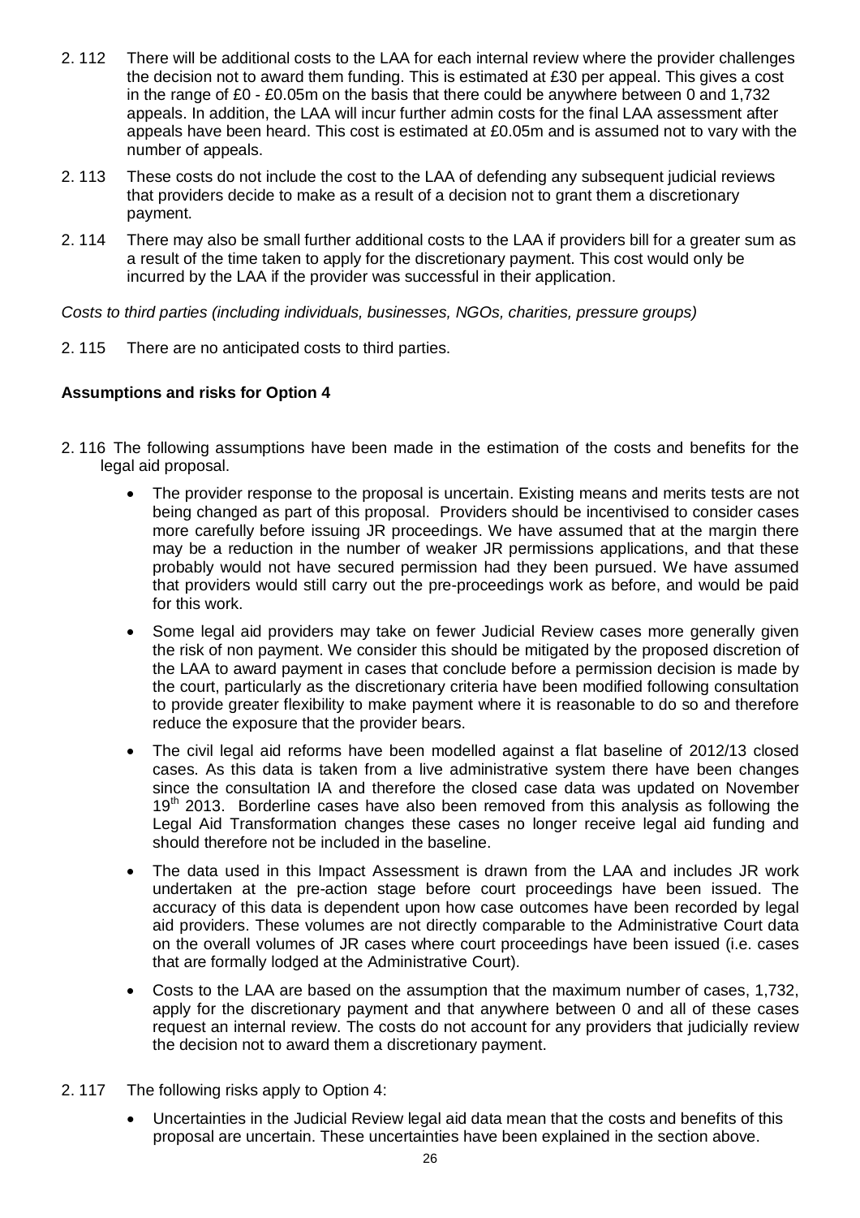2. 112 There will be additional costs to the LAA for each internal review where the provider challenges the decision not to award them funding. This is estimated at £30 per appeal. This gives a cost in the range of £0 - £0.05m on the basis that there could be anywhere between 0 and 1,732 appeals. In addition, the LAA will incur further admin costs for the final LAA assessment after appeals have been heard. This cost is estimated at £0.05m and is assumed not to vary with the number of appeals.

2. 113 These costs do not include the cost to the LAA of defending any subsequent judicial reviews that providers decide to make as a result of a decision not to grant them a discretionary payment.

2. 114 There may also be small further additional costs to the LAA if providers bill for a greater sum as a result of the time taken to apply for the discretionary payment. This cost would only be incurred by the LAA if the provider was successful in their application.

*Costs to third parties (including individuals, businesses, NGOs, charities, pressure groups)*

2. 115 There are no anticipated costs to third parties.

**Assumptions and risks for Option 4**

2. 116 The following assumptions have been made in the estimation of the costs and benefits for the legal aid proposal.

- The provider response to the proposal is uncertain. Existing means and merits tests are not being changed as part of this proposal. Providers should be incentivised to consider cases more carefully before issuing JR proceedings. We have assumed that at the margin there may be a reduction in the number of weaker JR permissions applications, and that these probably would not have secured permission had they been pursued. We have assumed that providers would still carry out the pre-proceedings work as before, and would be paid for this work.
- Some legal aid providers may take on fewer Judicial Review cases more generally given the risk of non payment. We consider this should be mitigated by the proposed discretion of the LAA to award payment in cases that conclude before a permission decision is made by the court, particularly as the discretionary criteria have been modified following consultation to provide greater flexibility to make payment where it is reasonable to do so and therefore reduce the exposure that the provider bears.
- The civil legal aid reforms have been modelled against a flat baseline of 2012/13 closed cases. As this data is taken from a live administrative system there have been changes since the consultation IA and therefore the closed case data was updated on November 19th 2013. Borderline cases have also been removed from this analysis as following the Legal Aid Transformation changes these cases no longer receive legal aid funding and should therefore not be included in the baseline.
- The data used in this Impact Assessment is drawn from the LAA and includes JR work undertaken at the pre-action stage before court proceedings have been issued. The accuracy of this data is dependent upon how case outcomes have been recorded by legal aid providers. These volumes are not directly comparable to the Administrative Court data on the overall volumes of JR cases where court proceedings have been issued (i.e. cases that are formally lodged at the Administrative Court).
- Costs to the LAA are based on the assumption that the maximum number of cases, 1,732, apply for the discretionary payment and that anywhere between 0 and all of these cases request an internal review. The costs do not account for any providers that judicially review the decision not to award them a discretionary payment.

2. 117 The following risks apply to Option 4:

- Uncertainties in the Judicial Review legal aid data mean that the costs and benefits of this proposal are uncertain. These uncertainties have been explained in the section above.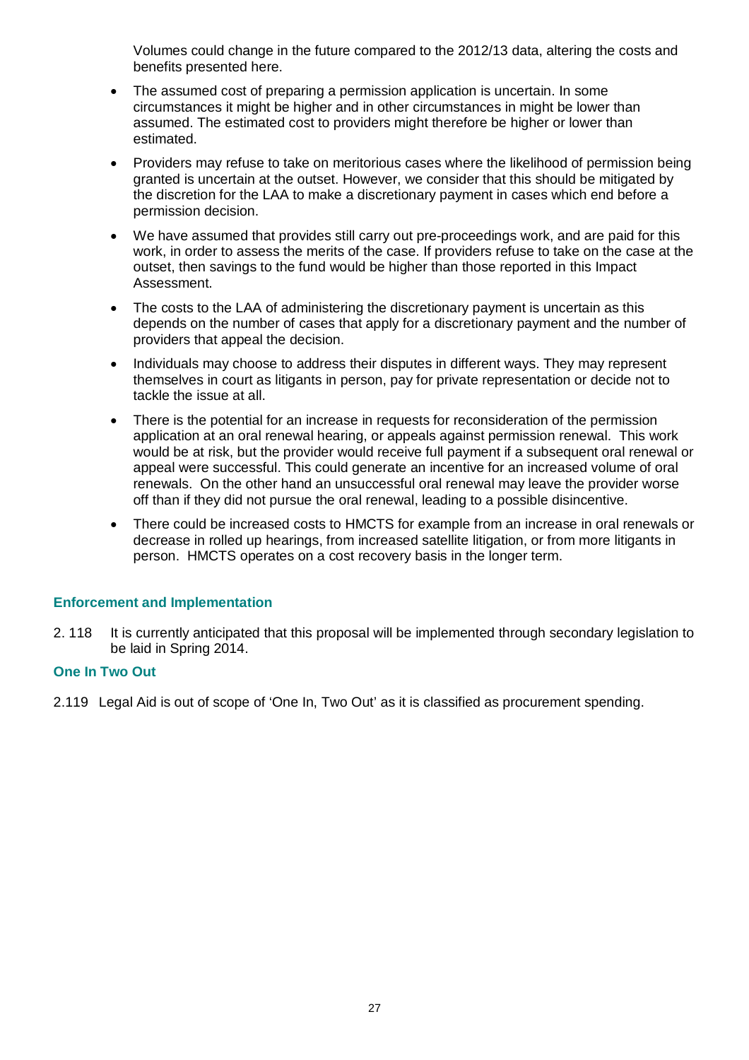Volumes could change in the future compared to the 2012/13 data, altering the costs and benefits presented here.

- The assumed cost of preparing a permission application is uncertain. In some circumstances it might be higher and in other circumstances in might be lower than assumed. The estimated cost to providers might therefore be higher or lower than estimated.
- Providers may refuse to take on meritorious cases where the likelihood of permission being granted is uncertain at the outset. However, we consider that this should be mitigated by the discretion for the LAA to make a discretionary payment in cases which end before a permission decision.
- We have assumed that provides still carry out pre-proceedings work, and are paid for this work, in order to assess the merits of the case. If providers refuse to take on the case at the outset, then savings to the fund would be higher than those reported in this Impact Assessment.
- The costs to the LAA of administering the discretionary payment is uncertain as this depends on the number of cases that apply for a discretionary payment and the number of providers that appeal the decision.
- Individuals may choose to address their disputes in different ways. They may represent themselves in court as litigants in person, pay for private representation or decide not to tackle the issue at all.
- There is the potential for an increase in requests for reconsideration of the permission application at an oral renewal hearing, or appeals against permission renewal. This work would be at risk, but the provider would receive full payment if a subsequent oral renewal or appeal were successful. This could generate an incentive for an increased volume of oral renewals. On the other hand an unsuccessful oral renewal may leave the provider worse off than if they did not pursue the oral renewal, leading to a possible disincentive.
- There could be increased costs to HMCTS for example from an increase in oral renewals or decrease in rolled up hearings, from increased satellite litigation, or from more litigants in person. HMCTS operates on a cost recovery basis in the longer term.

### Enforcement and Implementation

2. 118 It is currently anticipated that this proposal will be implemented through secondary legislation to be laid in Spring 2014.

### One In Two Out

2.119 Legal Aid is out of scope of 'One In, Two Out' as it is classified as procurement spending.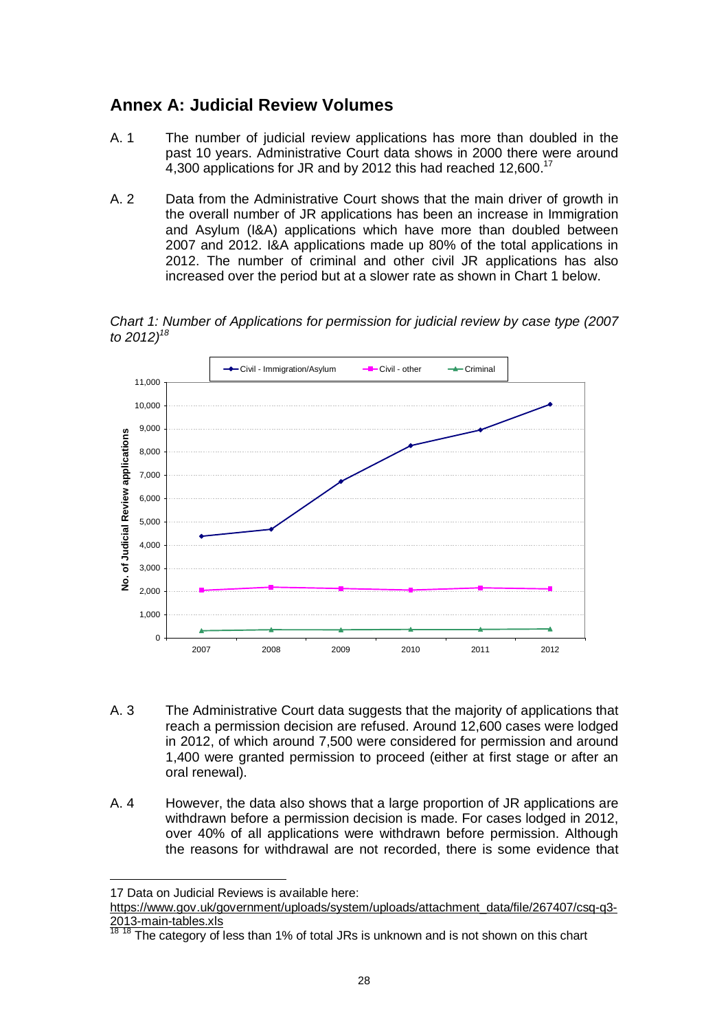## Annex A: Judicial Review Volumes

A. 1 The number of judicial review applications has more than doubled in the past 10 years. Administrative Court data shows in 2000 there were around 4,300 applications for JR and by 2012 this had reached 12,600.[17]

A. 2 Data from the Administrative Court shows that the main driver of growth in the overall number of JR applications has been an increase in Immigration and Asylum (I&A) applications which have more than doubled between 2007 and 2012. I&A applications made up 80% of the total applications in 2012. The number of criminal and other civil JR applications has also increased over the period but at a slower rate as shown in Chart 1 below.

*Chart 1: Number of Applications for permission for judicial review by case type (2007 to 2012)*[18]

A. 3 The Administrative Court data suggests that the majority of applications that reach a permission decision are refused. Around 12,600 cases were lodged in 2012, of which around 7,500 were considered for permission and around 1,400 were granted permission to proceed (either at first stage or after an oral renewal).

A. 4 However, the data also shows that a large proportion of JR applications are withdrawn before a permission decision is made. For cases lodged in 2012, over 40% of all applications were withdrawn before permission. Although the reasons for withdrawal are not recorded, there is some evidence that

---

17 Data on Judicial Reviews is available here: https://www.gov.uk/government/uploads/system/uploads/attachment_data/file/267407/csq-q3-2013-main-tables.xls

18 The category of less than 1% of total JRs is unknown and is not shown on this chart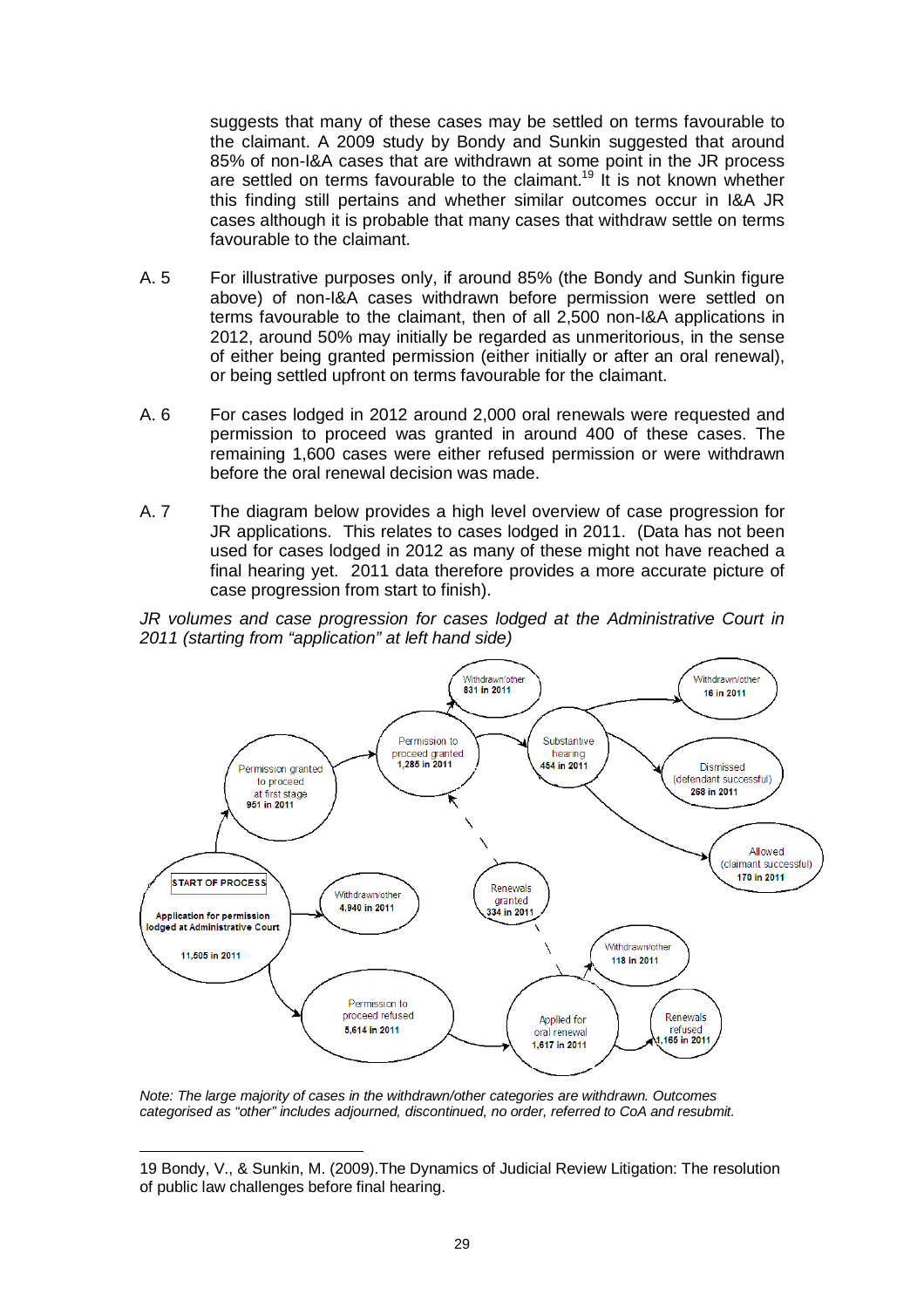suggests that many of these cases may be settled on terms favourable to the claimant. A 2009 study by Bondy and Sunkin suggested that around 85% of non-I&A cases that are withdrawn at some point in the JR process are settled on terms favourable to the claimant.[19] It is not known whether this finding still pertains and whether similar outcomes occur in I&A JR cases although it is probable that many cases that withdraw settle on terms favourable to the claimant.

A. 5 For illustrative purposes only, if around 85% (the Bondy and Sunkin figure above) of non-I&A cases withdrawn before permission were settled on terms favourable to the claimant, then of all 2,500 non-I&A applications in 2012, around 50% may initially be regarded as unmeritorious, in the sense of either being granted permission (either initially or after an oral renewal), or being settled upfront on terms favourable for the claimant.

A. 6 For cases lodged in 2012 around 2,000 oral renewals were requested and permission to proceed was granted in around 400 of these cases. The remaining 1,600 cases were either refused permission or were withdrawn before the oral renewal decision was made.

A. 7 The diagram below provides a high level overview of case progression for JR applications. This relates to cases lodged in 2011. (Data has not been used for cases lodged in 2012 as many of these might not have reached a final hearing yet. 2011 data therefore provides a more accurate picture of case progression from start to finish).

*JR volumes and case progression for cases lodged at the Administrative Court in 2011 (starting from "application" at left hand side)*

- START OF PROCESS: Application for permission lodged at Administrative Court – 11,505 in 2011
  - Withdrawn/other – 4,940 in 2011
  - Permission granted to proceed at first stage – 951 in 2011
  - Permission to proceed refused – 5,614 in 2011
    - Applied for oral renewal – 1,617 in 2011
      - Withdrawn/other – 118 in 2011
      - Renewals refused – 1,165 in 2011
      - Renewals granted – 334 in 2011
- Permission to proceed granted – 1,285 in 2011
  - Withdrawn/other – 831 in 2011
  - Substantive hearing – 454 in 2011
    - Withdrawn/other – 16 in 2011
    - Dismissed (defendant successful) – 268 in 2011
    - Allowed (claimant successful) – 170 in 2011

*Note: The large majority of cases in the withdrawn/other categories are withdrawn. Outcomes categorised as "other" includes adjourned, discontinued, no order, referred to CoA and resubmit.*

---

19 Bondy, V., & Sunkin, M. (2009).The Dynamics of Judicial Review Litigation: The resolution of public law challenges before final hearing.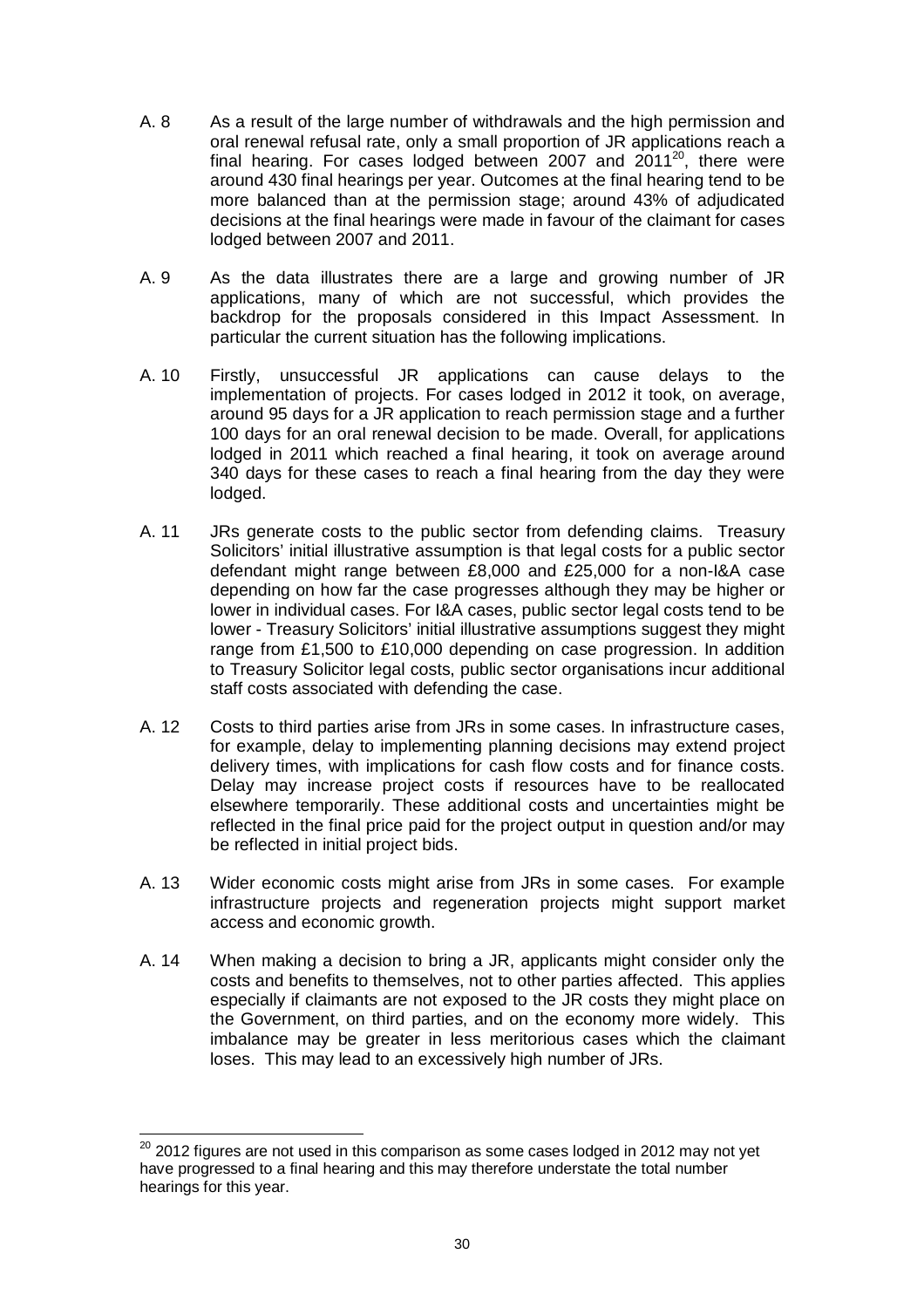A. 8 As a result of the large number of withdrawals and the high permission and oral renewal refusal rate, only a small proportion of JR applications reach a final hearing. For cases lodged between 2007 and 2011[20], there were around 430 final hearings per year. Outcomes at the final hearing tend to be more balanced than at the permission stage; around 43% of adjudicated decisions at the final hearings were made in favour of the claimant for cases lodged between 2007 and 2011.

A. 9 As the data illustrates there are a large and growing number of JR applications, many of which are not successful, which provides the backdrop for the proposals considered in this Impact Assessment. In particular the current situation has the following implications.

A. 10 Firstly, unsuccessful JR applications can cause delays to the implementation of projects. For cases lodged in 2012 it took, on average, around 95 days for a JR application to reach permission stage and a further 100 days for an oral renewal decision to be made. Overall, for applications lodged in 2011 which reached a final hearing, it took on average around 340 days for these cases to reach a final hearing from the day they were lodged.

A. 11 JRs generate costs to the public sector from defending claims. Treasury Solicitors' initial illustrative assumption is that legal costs for a public sector defendant might range between £8,000 and £25,000 for a non-I&A case depending on how far the case progresses although they may be higher or lower in individual cases. For I&A cases, public sector legal costs tend to be lower - Treasury Solicitors' initial illustrative assumptions suggest they might range from £1,500 to £10,000 depending on case progression. In addition to Treasury Solicitor legal costs, public sector organisations incur additional staff costs associated with defending the case.

A. 12 Costs to third parties arise from JRs in some cases. In infrastructure cases, for example, delay to implementing planning decisions may extend project delivery times, with implications for cash flow costs and for finance costs. Delay may increase project costs if resources have to be reallocated elsewhere temporarily. These additional costs and uncertainties might be reflected in the final price paid for the project output in question and/or may be reflected in initial project bids.

A. 13 Wider economic costs might arise from JRs in some cases. For example infrastructure projects and regeneration projects might support market access and economic growth.

A. 14 When making a decision to bring a JR, applicants might consider only the costs and benefits to themselves, not to other parties affected. This applies especially if claimants are not exposed to the JR costs they might place on the Government, on third parties, and on the economy more widely. This imbalance may be greater in less meritorious cases which the claimant loses. This may lead to an excessively high number of JRs.

---

[20] 2012 figures are not used in this comparison as some cases lodged in 2012 may not yet have progressed to a final hearing and this may therefore understate the total number hearings for this year.